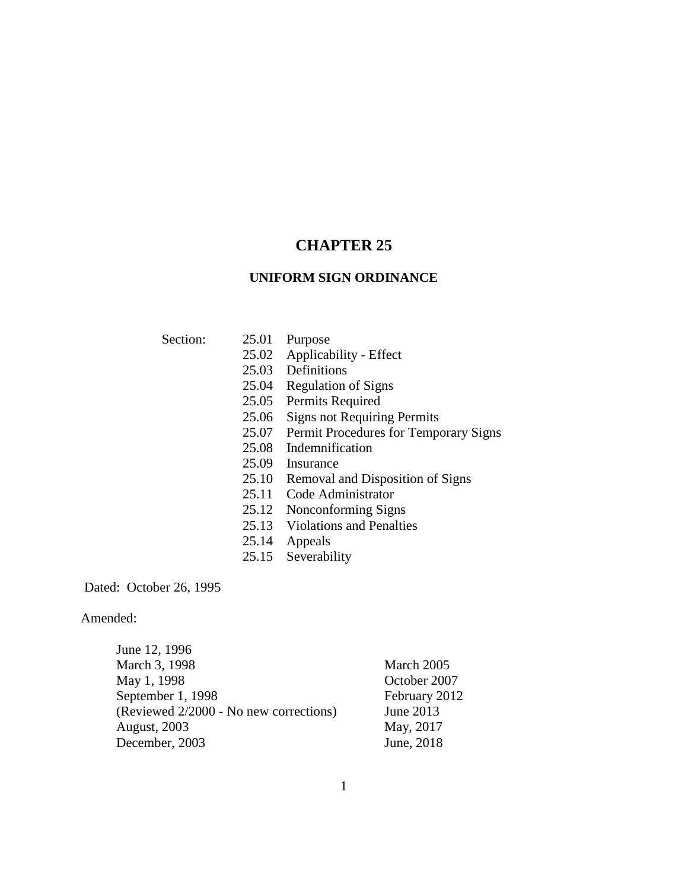# CHAPTER 25

## UNIFORM SIGN ORDINANCE

Section:

- 25.01 Purpose
- 25.02 Applicability - Effect
- 25.03 Definitions
- 25.04 Regulation of Signs
- 25.05 Permits Required
- 25.06 Signs not Requiring Permits
- 25.07 Permit Procedures for Temporary Signs
- 25.08 Indemnification
- 25.09 Insurance
- 25.10 Removal and Disposition of Signs
- 25.11 Code Administrator
- 25.12 Nonconforming Signs
- 25.13 Violations and Penalties
- 25.14 Appeals
- 25.15 Severability

Dated: October 26, 1995

Amended:

June 12, 1996
March 3, 1998
May 1, 1998
September 1, 1998
(Reviewed 2/2000 - No new corrections)
August, 2003
December, 2003
March 2005
October 2007
February 2012
June 2013
May, 2017
June, 2018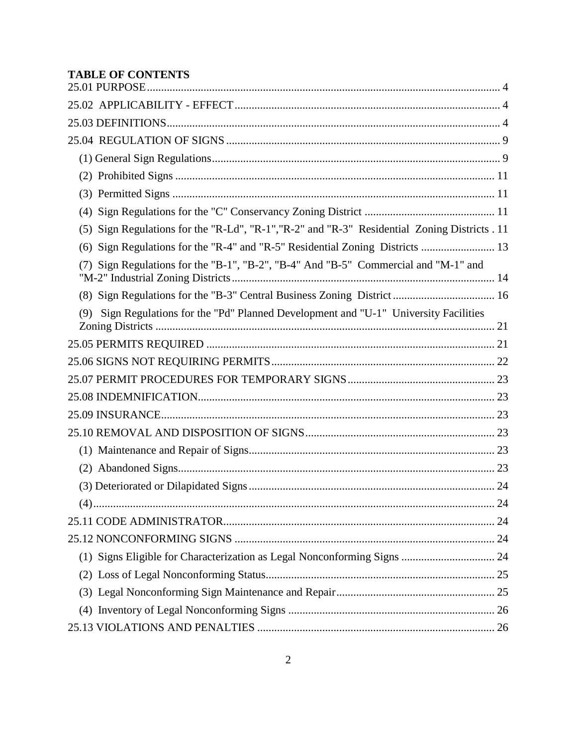**TABLE OF CONTENTS**

25.01 PURPOSE ........ 4

25.02 APPLICABILITY - EFFECT ........ 4

25.03 DEFINITIONS ........ 4

25.04 REGULATION OF SIGNS ........ 9

(1) General Sign Regulations ........ 9

(2) Prohibited Signs ........ 11

(3) Permitted Signs ........ 11

(4) Sign Regulations for the "C" Conservancy Zoning District ........ 11

(5) Sign Regulations for the "R-Ld", "R-1","R-2" and "R-3" Residential Zoning Districts . 11

(6) Sign Regulations for the "R-4" and "R-5" Residential Zoning Districts ........ 13

(7) Sign Regulations for the "B-1", "B-2", "B-4" And "B-5" Commercial and "M-1" and "M-2" Industrial Zoning Districts ........ 14

(8) Sign Regulations for the "B-3" Central Business Zoning District ........ 16

(9) Sign Regulations for the "Pd" Planned Development and "U-1" University Facilities Zoning Districts ........ 21

25.05 PERMITS REQUIRED ........ 21

25.06 SIGNS NOT REQUIRING PERMITS ........ 22

25.07 PERMIT PROCEDURES FOR TEMPORARY SIGNS ........ 23

25.08 INDEMNIFICATION ........ 23

25.09 INSURANCE ........ 23

25.10 REMOVAL AND DISPOSITION OF SIGNS ........ 23

(1) Maintenance and Repair of Signs ........ 23

(2) Abandoned Signs ........ 23

(3) Deteriorated or Dilapidated Signs ........ 24

(4) ........ 24

25.11 CODE ADMINISTRATOR ........ 24

25.12 NONCONFORMING SIGNS ........ 24

(1) Signs Eligible for Characterization as Legal Nonconforming Signs ........ 24

(2) Loss of Legal Nonconforming Status ........ 25

(3) Legal Nonconforming Sign Maintenance and Repair ........ 25

(4) Inventory of Legal Nonconforming Signs ........ 26

25.13 VIOLATIONS AND PENALTIES ........ 26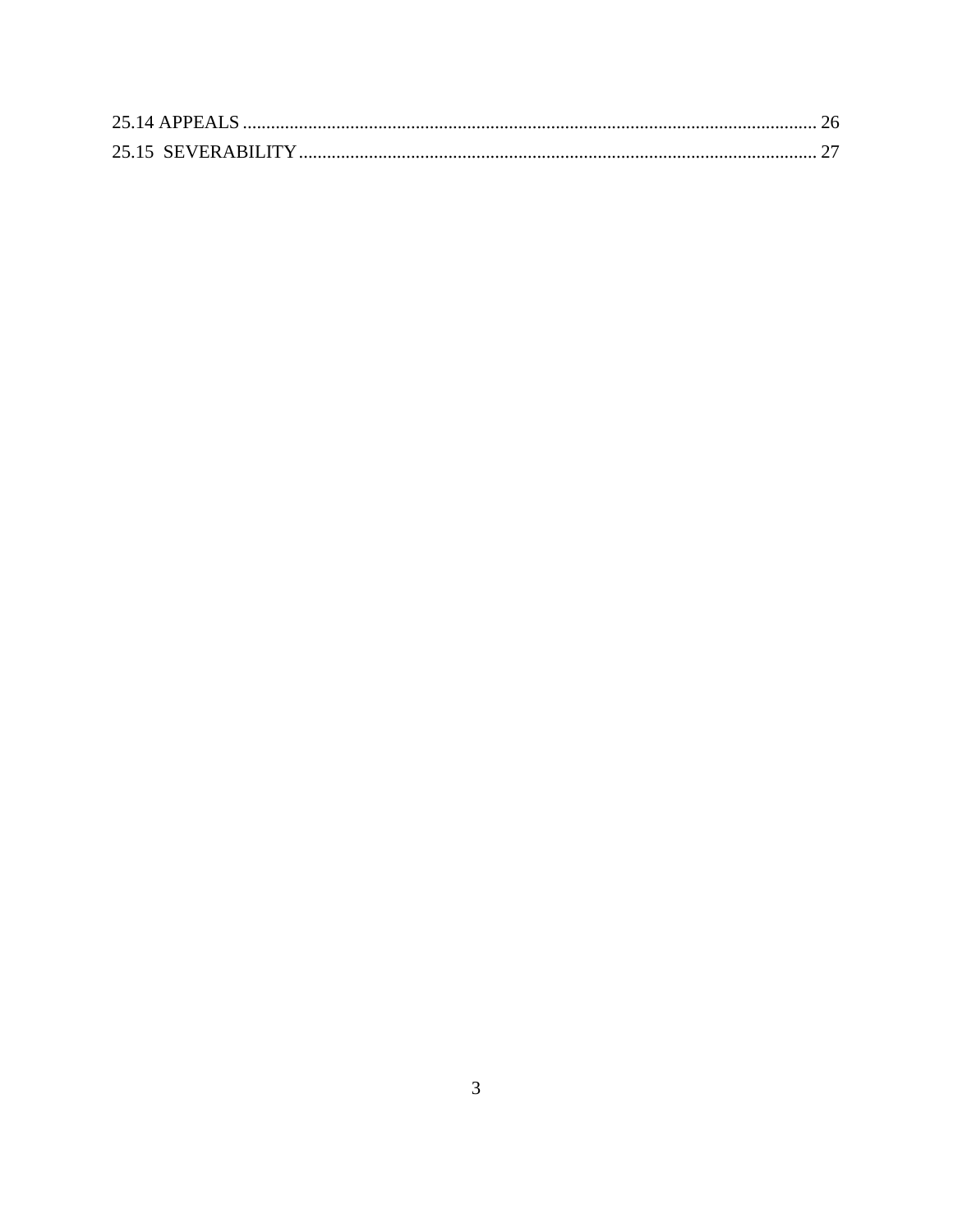25.14 APPEALS ........................................................................................................................... 26
25.15 SEVERABILITY ............................................................................................................... 27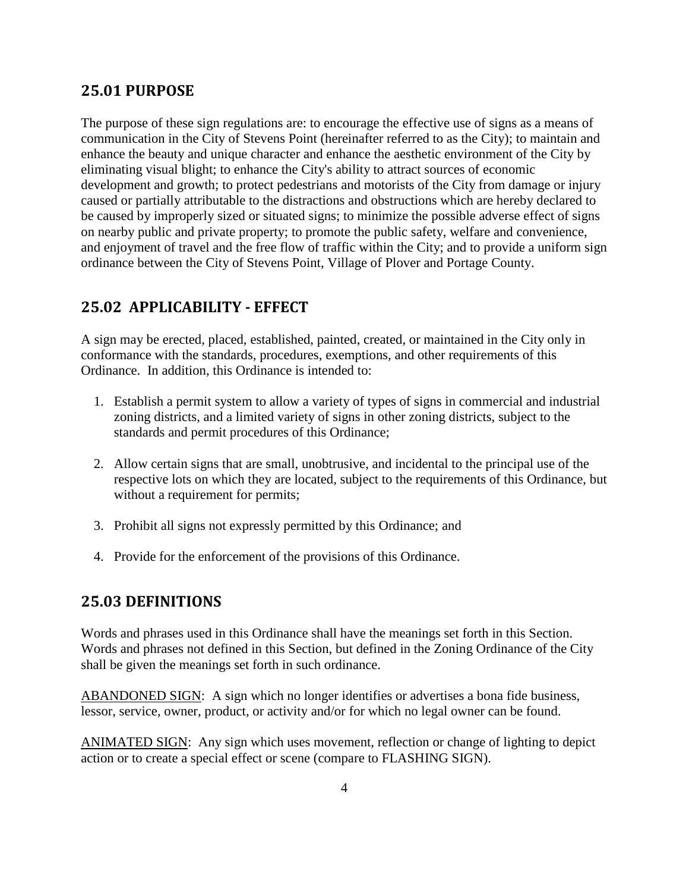## 25.01 PURPOSE

The purpose of these sign regulations are: to encourage the effective use of signs as a means of communication in the City of Stevens Point (hereinafter referred to as the City); to maintain and enhance the beauty and unique character and enhance the aesthetic environment of the City by eliminating visual blight; to enhance the City's ability to attract sources of economic development and growth; to protect pedestrians and motorists of the City from damage or injury caused or partially attributable to the distractions and obstructions which are hereby declared to be caused by improperly sized or situated signs; to minimize the possible adverse effect of signs on nearby public and private property; to promote the public safety, welfare and convenience, and enjoyment of travel and the free flow of traffic within the City; and to provide a uniform sign ordinance between the City of Stevens Point, Village of Plover and Portage County.

## 25.02 APPLICABILITY - EFFECT

A sign may be erected, placed, established, painted, created, or maintained in the City only in conformance with the standards, procedures, exemptions, and other requirements of this Ordinance. In addition, this Ordinance is intended to:

1. Establish a permit system to allow a variety of types of signs in commercial and industrial zoning districts, and a limited variety of signs in other zoning districts, subject to the standards and permit procedures of this Ordinance;

2. Allow certain signs that are small, unobtrusive, and incidental to the principal use of the respective lots on which they are located, subject to the requirements of this Ordinance, but without a requirement for permits;

3. Prohibit all signs not expressly permitted by this Ordinance; and

4. Provide for the enforcement of the provisions of this Ordinance.

## 25.03 DEFINITIONS

Words and phrases used in this Ordinance shall have the meanings set forth in this Section. Words and phrases not defined in this Section, but defined in the Zoning Ordinance of the City shall be given the meanings set forth in such ordinance.

<u>ABANDONED SIGN</u>: A sign which no longer identifies or advertises a bona fide business, lessor, service, owner, product, or activity and/or for which no legal owner can be found.

<u>ANIMATED SIGN</u>: Any sign which uses movement, reflection or change of lighting to depict action or to create a special effect or scene (compare to FLASHING SIGN).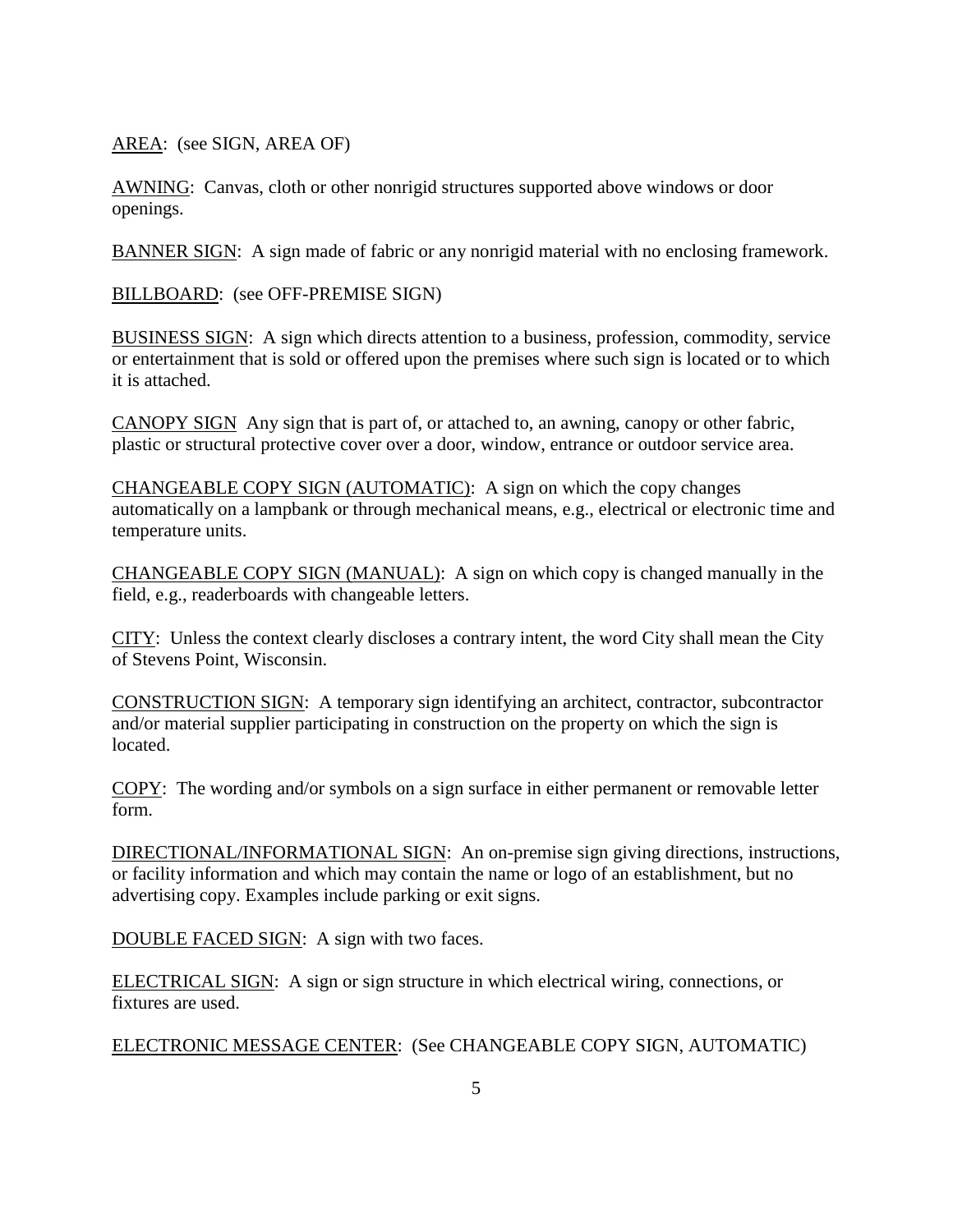AREA: (see SIGN, AREA OF)

AWNING: Canvas, cloth or other nonrigid structures supported above windows or door openings.

BANNER SIGN: A sign made of fabric or any nonrigid material with no enclosing framework.

BILLBOARD: (see OFF-PREMISE SIGN)

BUSINESS SIGN: A sign which directs attention to a business, profession, commodity, service or entertainment that is sold or offered upon the premises where such sign is located or to which it is attached.

CANOPY SIGN Any sign that is part of, or attached to, an awning, canopy or other fabric, plastic or structural protective cover over a door, window, entrance or outdoor service area.

CHANGEABLE COPY SIGN (AUTOMATIC): A sign on which the copy changes automatically on a lampbank or through mechanical means, e.g., electrical or electronic time and temperature units.

CHANGEABLE COPY SIGN (MANUAL): A sign on which copy is changed manually in the field, e.g., readerboards with changeable letters.

CITY: Unless the context clearly discloses a contrary intent, the word City shall mean the City of Stevens Point, Wisconsin.

CONSTRUCTION SIGN: A temporary sign identifying an architect, contractor, subcontractor and/or material supplier participating in construction on the property on which the sign is located.

COPY: The wording and/or symbols on a sign surface in either permanent or removable letter form.

DIRECTIONAL/INFORMATIONAL SIGN: An on-premise sign giving directions, instructions, or facility information and which may contain the name or logo of an establishment, but no advertising copy. Examples include parking or exit signs.

DOUBLE FACED SIGN: A sign with two faces.

ELECTRICAL SIGN: A sign or sign structure in which electrical wiring, connections, or fixtures are used.

ELECTRONIC MESSAGE CENTER: (See CHANGEABLE COPY SIGN, AUTOMATIC)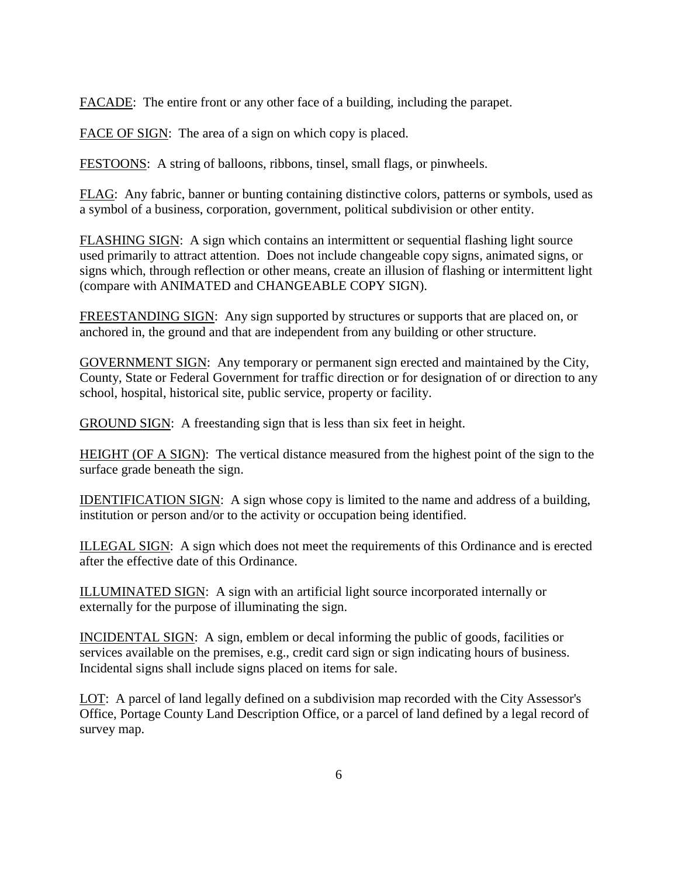<u>FACADE</u>: The entire front or any other face of a building, including the parapet.

<u>FACE OF SIGN</u>: The area of a sign on which copy is placed.

<u>FESTOONS</u>: A string of balloons, ribbons, tinsel, small flags, or pinwheels.

<u>FLAG</u>: Any fabric, banner or bunting containing distinctive colors, patterns or symbols, used as a symbol of a business, corporation, government, political subdivision or other entity.

<u>FLASHING SIGN</u>: A sign which contains an intermittent or sequential flashing light source used primarily to attract attention. Does not include changeable copy signs, animated signs, or signs which, through reflection or other means, create an illusion of flashing or intermittent light (compare with ANIMATED and CHANGEABLE COPY SIGN).

<u>FREESTANDING SIGN</u>: Any sign supported by structures or supports that are placed on, or anchored in, the ground and that are independent from any building or other structure.

<u>GOVERNMENT SIGN</u>: Any temporary or permanent sign erected and maintained by the City, County, State or Federal Government for traffic direction or for designation of or direction to any school, hospital, historical site, public service, property or facility.

<u>GROUND SIGN</u>: A freestanding sign that is less than six feet in height.

<u>HEIGHT (OF A SIGN)</u>: The vertical distance measured from the highest point of the sign to the surface grade beneath the sign.

<u>IDENTIFICATION SIGN</u>: A sign whose copy is limited to the name and address of a building, institution or person and/or to the activity or occupation being identified.

<u>ILLEGAL SIGN</u>: A sign which does not meet the requirements of this Ordinance and is erected after the effective date of this Ordinance.

<u>ILLUMINATED SIGN</u>: A sign with an artificial light source incorporated internally or externally for the purpose of illuminating the sign.

<u>INCIDENTAL SIGN</u>: A sign, emblem or decal informing the public of goods, facilities or services available on the premises, e.g., credit card sign or sign indicating hours of business. Incidental signs shall include signs placed on items for sale.

<u>LOT</u>: A parcel of land legally defined on a subdivision map recorded with the City Assessor's Office, Portage County Land Description Office, or a parcel of land defined by a legal record of survey map.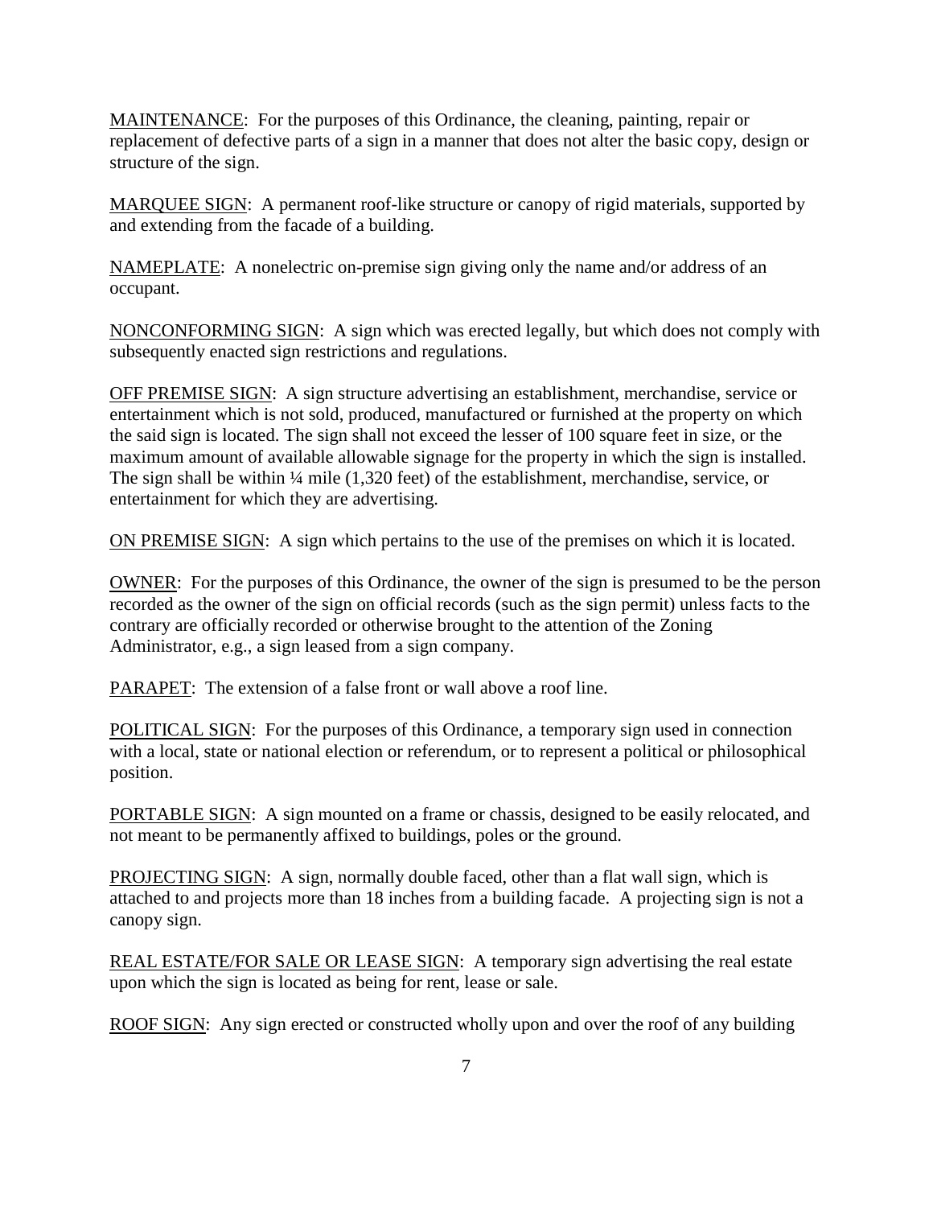<u>MAINTENANCE</u>: For the purposes of this Ordinance, the cleaning, painting, repair or replacement of defective parts of a sign in a manner that does not alter the basic copy, design or structure of the sign.

<u>MARQUEE SIGN</u>: A permanent roof-like structure or canopy of rigid materials, supported by and extending from the facade of a building.

<u>NAMEPLATE</u>: A nonelectric on-premise sign giving only the name and/or address of an occupant.

<u>NONCONFORMING SIGN</u>: A sign which was erected legally, but which does not comply with subsequently enacted sign restrictions and regulations.

<u>OFF PREMISE SIGN</u>: A sign structure advertising an establishment, merchandise, service or entertainment which is not sold, produced, manufactured or furnished at the property on which the said sign is located. The sign shall not exceed the lesser of 100 square feet in size, or the maximum amount of available allowable signage for the property in which the sign is installed. The sign shall be within ¼ mile (1,320 feet) of the establishment, merchandise, service, or entertainment for which they are advertising.

<u>ON PREMISE SIGN</u>: A sign which pertains to the use of the premises on which it is located.

<u>OWNER</u>: For the purposes of this Ordinance, the owner of the sign is presumed to be the person recorded as the owner of the sign on official records (such as the sign permit) unless facts to the contrary are officially recorded or otherwise brought to the attention of the Zoning Administrator, e.g., a sign leased from a sign company.

<u>PARAPET</u>: The extension of a false front or wall above a roof line.

<u>POLITICAL SIGN</u>: For the purposes of this Ordinance, a temporary sign used in connection with a local, state or national election or referendum, or to represent a political or philosophical position.

<u>PORTABLE SIGN</u>: A sign mounted on a frame or chassis, designed to be easily relocated, and not meant to be permanently affixed to buildings, poles or the ground.

<u>PROJECTING SIGN</u>: A sign, normally double faced, other than a flat wall sign, which is attached to and projects more than 18 inches from a building facade. A projecting sign is not a canopy sign.

<u>REAL ESTATE/FOR SALE OR LEASE SIGN</u>: A temporary sign advertising the real estate upon which the sign is located as being for rent, lease or sale.

<u>ROOF SIGN</u>: Any sign erected or constructed wholly upon and over the roof of any building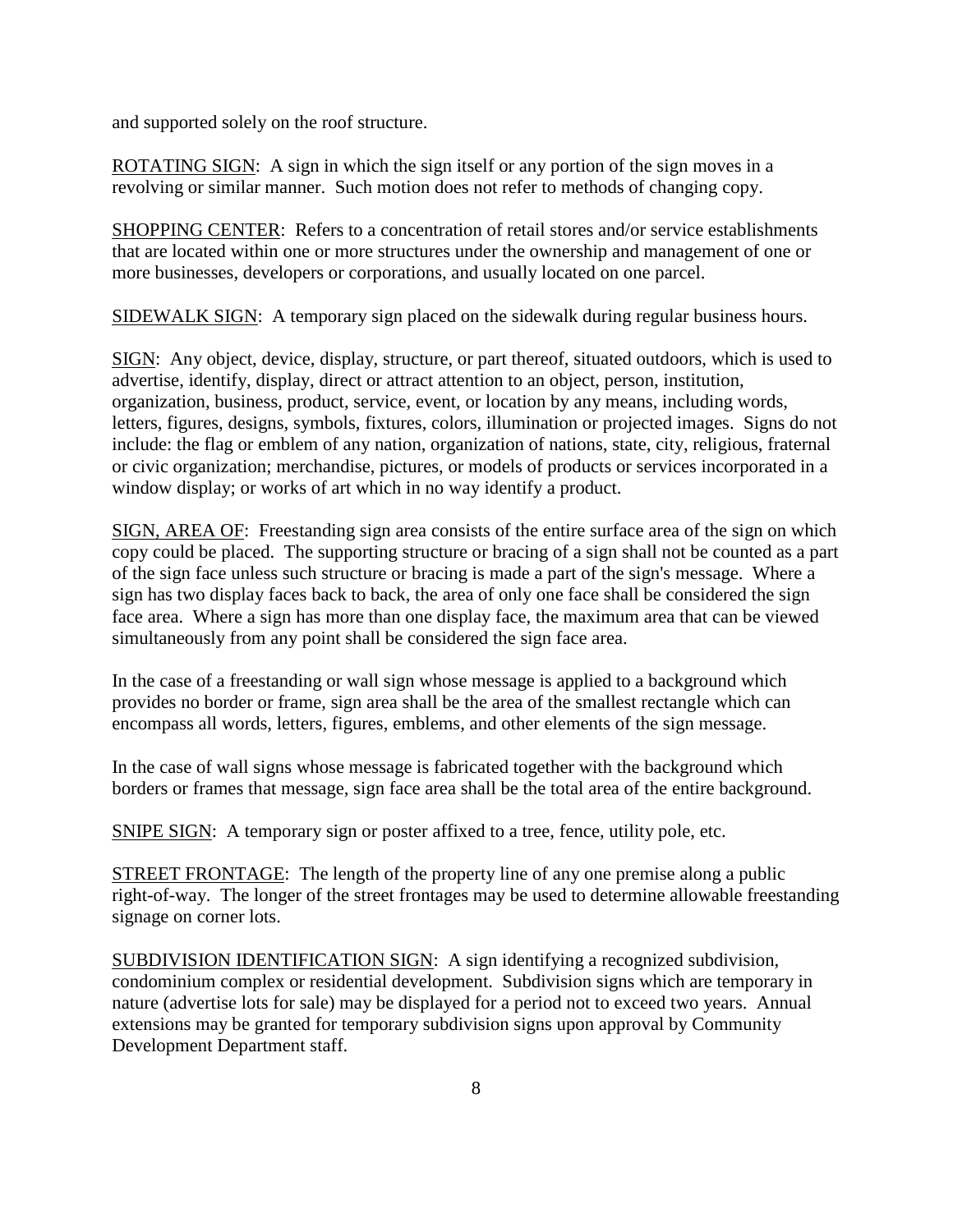and supported solely on the roof structure.

<u>ROTATING SIGN</u>: A sign in which the sign itself or any portion of the sign moves in a revolving or similar manner. Such motion does not refer to methods of changing copy.

<u>SHOPPING CENTER</u>: Refers to a concentration of retail stores and/or service establishments that are located within one or more structures under the ownership and management of one or more businesses, developers or corporations, and usually located on one parcel.

<u>SIDEWALK SIGN</u>: A temporary sign placed on the sidewalk during regular business hours.

<u>SIGN</u>: Any object, device, display, structure, or part thereof, situated outdoors, which is used to advertise, identify, display, direct or attract attention to an object, person, institution, organization, business, product, service, event, or location by any means, including words, letters, figures, designs, symbols, fixtures, colors, illumination or projected images. Signs do not include: the flag or emblem of any nation, organization of nations, state, city, religious, fraternal or civic organization; merchandise, pictures, or models of products or services incorporated in a window display; or works of art which in no way identify a product.

<u>SIGN, AREA OF</u>: Freestanding sign area consists of the entire surface area of the sign on which copy could be placed. The supporting structure or bracing of a sign shall not be counted as a part of the sign face unless such structure or bracing is made a part of the sign's message. Where a sign has two display faces back to back, the area of only one face shall be considered the sign face area. Where a sign has more than one display face, the maximum area that can be viewed simultaneously from any point shall be considered the sign face area.

In the case of a freestanding or wall sign whose message is applied to a background which provides no border or frame, sign area shall be the area of the smallest rectangle which can encompass all words, letters, figures, emblems, and other elements of the sign message.

In the case of wall signs whose message is fabricated together with the background which borders or frames that message, sign face area shall be the total area of the entire background.

<u>SNIPE SIGN</u>: A temporary sign or poster affixed to a tree, fence, utility pole, etc.

<u>STREET FRONTAGE</u>: The length of the property line of any one premise along a public right-of-way. The longer of the street frontages may be used to determine allowable freestanding signage on corner lots.

<u>SUBDIVISION IDENTIFICATION SIGN</u>: A sign identifying a recognized subdivision, condominium complex or residential development. Subdivision signs which are temporary in nature (advertise lots for sale) may be displayed for a period not to exceed two years. Annual extensions may be granted for temporary subdivision signs upon approval by Community Development Department staff.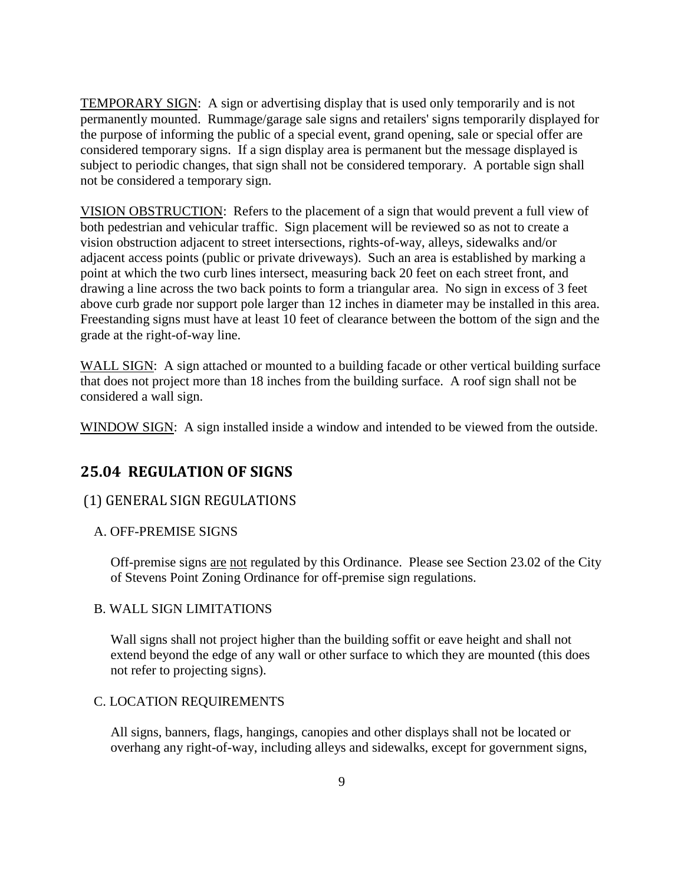<u>TEMPORARY SIGN</u>: A sign or advertising display that is used only temporarily and is not permanently mounted. Rummage/garage sale signs and retailers' signs temporarily displayed for the purpose of informing the public of a special event, grand opening, sale or special offer are considered temporary signs. If a sign display area is permanent but the message displayed is subject to periodic changes, that sign shall not be considered temporary. A portable sign shall not be considered a temporary sign.

<u>VISION OBSTRUCTION</u>: Refers to the placement of a sign that would prevent a full view of both pedestrian and vehicular traffic. Sign placement will be reviewed so as not to create a vision obstruction adjacent to street intersections, rights-of-way, alleys, sidewalks and/or adjacent access points (public or private driveways). Such an area is established by marking a point at which the two curb lines intersect, measuring back 20 feet on each street front, and drawing a line across the two back points to form a triangular area. No sign in excess of 3 feet above curb grade nor support pole larger than 12 inches in diameter may be installed in this area. Freestanding signs must have at least 10 feet of clearance between the bottom of the sign and the grade at the right-of-way line.

<u>WALL SIGN</u>: A sign attached or mounted to a building facade or other vertical building surface that does not project more than 18 inches from the building surface. A roof sign shall not be considered a wall sign.

<u>WINDOW SIGN</u>: A sign installed inside a window and intended to be viewed from the outside.

## 25.04 REGULATION OF SIGNS

### (1) GENERAL SIGN REGULATIONS

#### A. OFF-PREMISE SIGNS

Off-premise signs <u>are</u> <u>not</u> regulated by this Ordinance. Please see Section 23.02 of the City of Stevens Point Zoning Ordinance for off-premise sign regulations.

#### B. WALL SIGN LIMITATIONS

Wall signs shall not project higher than the building soffit or eave height and shall not extend beyond the edge of any wall or other surface to which they are mounted (this does not refer to projecting signs).

#### C. LOCATION REQUIREMENTS

All signs, banners, flags, hangings, canopies and other displays shall not be located or overhang any right-of-way, including alleys and sidewalks, except for government signs,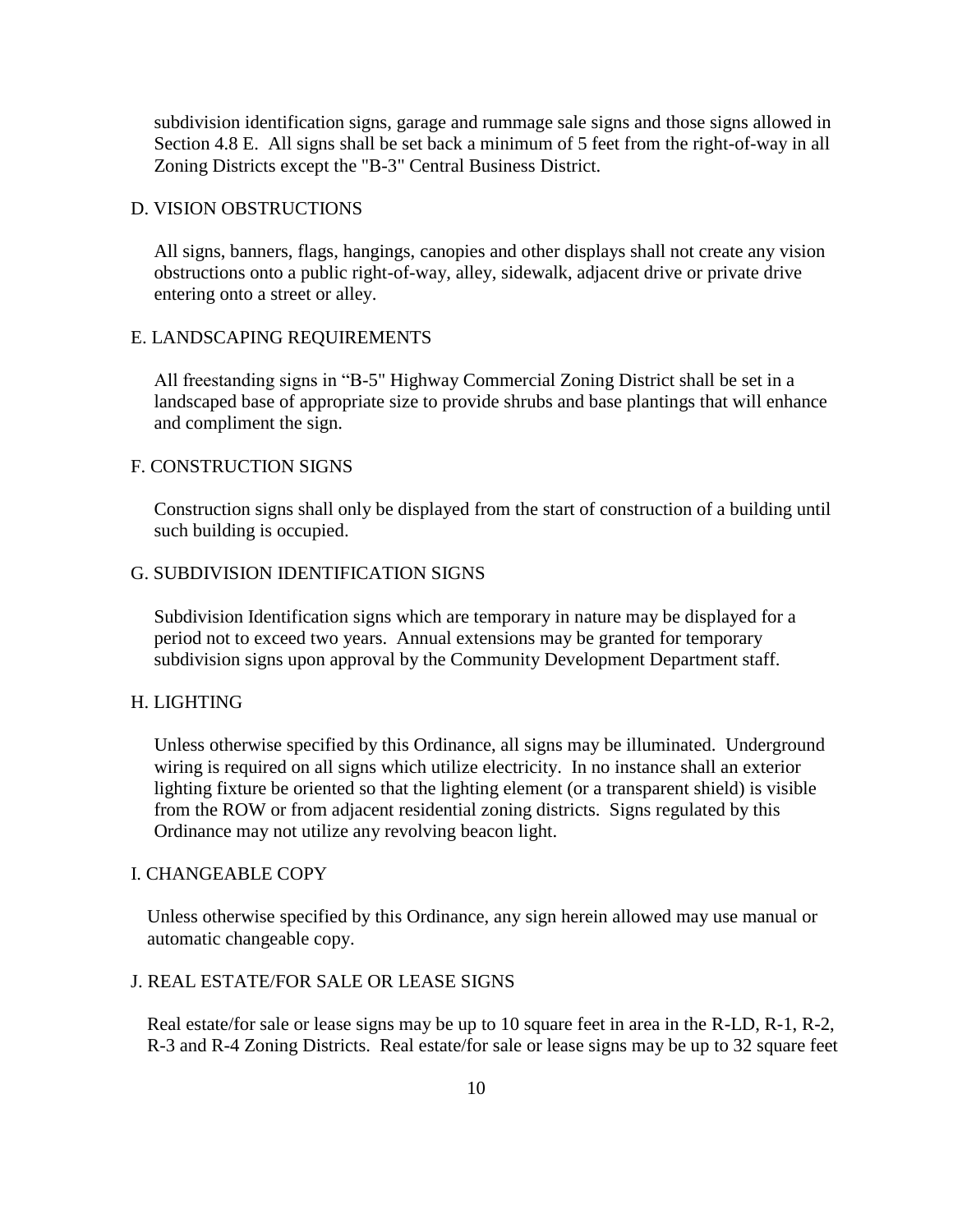subdivision identification signs, garage and rummage sale signs and those signs allowed in Section 4.8 E. All signs shall be set back a minimum of 5 feet from the right-of-way in all Zoning Districts except the "B-3" Central Business District.

## D. VISION OBSTRUCTIONS

All signs, banners, flags, hangings, canopies and other displays shall not create any vision obstructions onto a public right-of-way, alley, sidewalk, adjacent drive or private drive entering onto a street or alley.

## E. LANDSCAPING REQUIREMENTS

All freestanding signs in "B-5" Highway Commercial Zoning District shall be set in a landscaped base of appropriate size to provide shrubs and base plantings that will enhance and compliment the sign.

## F. CONSTRUCTION SIGNS

Construction signs shall only be displayed from the start of construction of a building until such building is occupied.

## G. SUBDIVISION IDENTIFICATION SIGNS

Subdivision Identification signs which are temporary in nature may be displayed for a period not to exceed two years. Annual extensions may be granted for temporary subdivision signs upon approval by the Community Development Department staff.

## H. LIGHTING

Unless otherwise specified by this Ordinance, all signs may be illuminated. Underground wiring is required on all signs which utilize electricity. In no instance shall an exterior lighting fixture be oriented so that the lighting element (or a transparent shield) is visible from the ROW or from adjacent residential zoning districts. Signs regulated by this Ordinance may not utilize any revolving beacon light.

## I. CHANGEABLE COPY

Unless otherwise specified by this Ordinance, any sign herein allowed may use manual or automatic changeable copy.

## J. REAL ESTATE/FOR SALE OR LEASE SIGNS

Real estate/for sale or lease signs may be up to 10 square feet in area in the R-LD, R-1, R-2, R-3 and R-4 Zoning Districts. Real estate/for sale or lease signs may be up to 32 square feet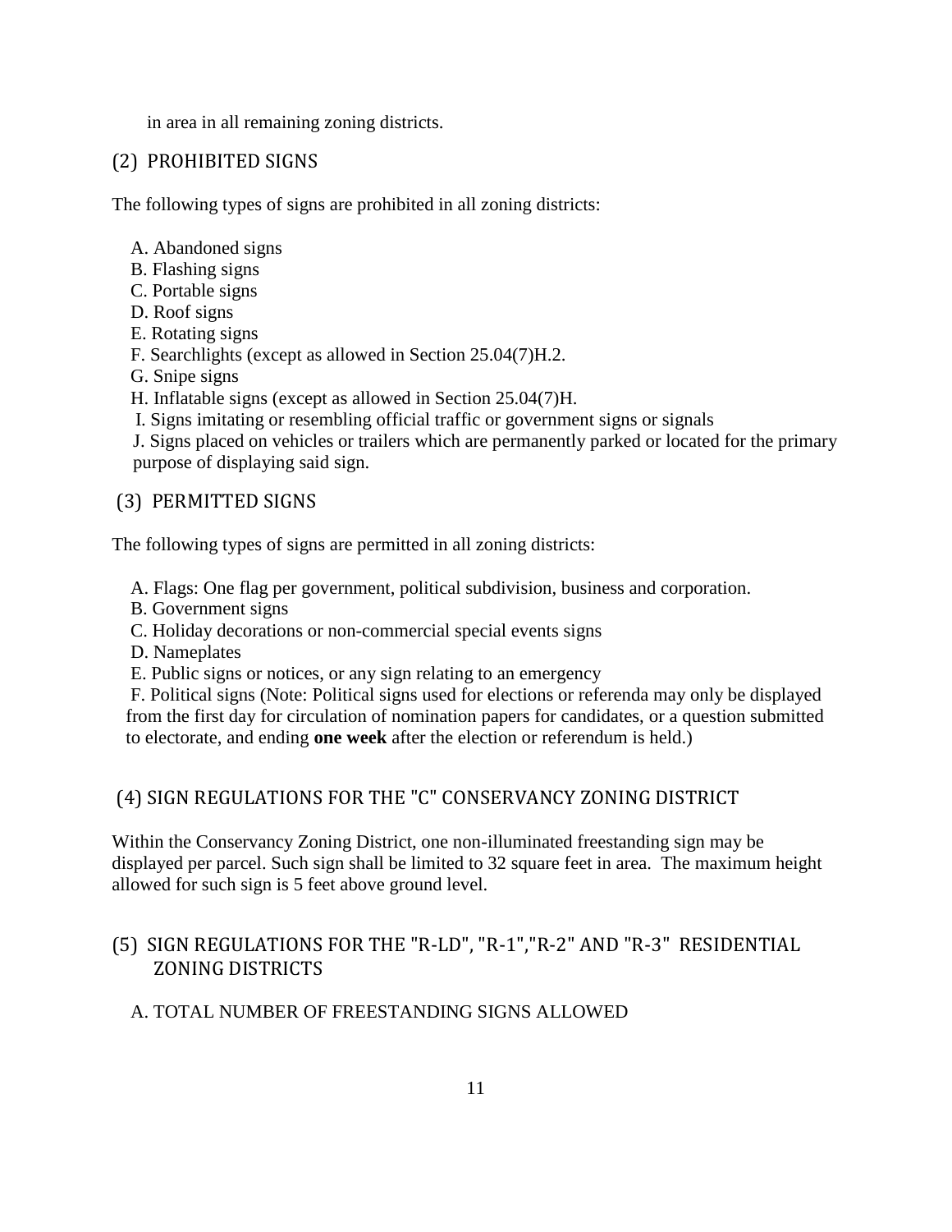in area in all remaining zoning districts.

## (2) PROHIBITED SIGNS

The following types of signs are prohibited in all zoning districts:

A. Abandoned signs
B. Flashing signs
C. Portable signs
D. Roof signs
E. Rotating signs
F. Searchlights (except as allowed in Section 25.04(7)H.2.
G. Snipe signs
H. Inflatable signs (except as allowed in Section 25.04(7)H.
I. Signs imitating or resembling official traffic or government signs or signals
J. Signs placed on vehicles or trailers which are permanently parked or located for the primary purpose of displaying said sign.

## (3) PERMITTED SIGNS

The following types of signs are permitted in all zoning districts:

A. Flags: One flag per government, political subdivision, business and corporation.
B. Government signs
C. Holiday decorations or non-commercial special events signs
D. Nameplates
E. Public signs or notices, or any sign relating to an emergency
F. Political signs (Note: Political signs used for elections or referenda may only be displayed from the first day for circulation of nomination papers for candidates, or a question submitted to electorate, and ending **one week** after the election or referendum is held.)

## (4) SIGN REGULATIONS FOR THE "C" CONSERVANCY ZONING DISTRICT

Within the Conservancy Zoning District, one non-illuminated freestanding sign may be displayed per parcel. Such sign shall be limited to 32 square feet in area. The maximum height allowed for such sign is 5 feet above ground level.

## (5) SIGN REGULATIONS FOR THE "R-LD", "R-1","R-2" AND "R-3" RESIDENTIAL ZONING DISTRICTS

A. TOTAL NUMBER OF FREESTANDING SIGNS ALLOWED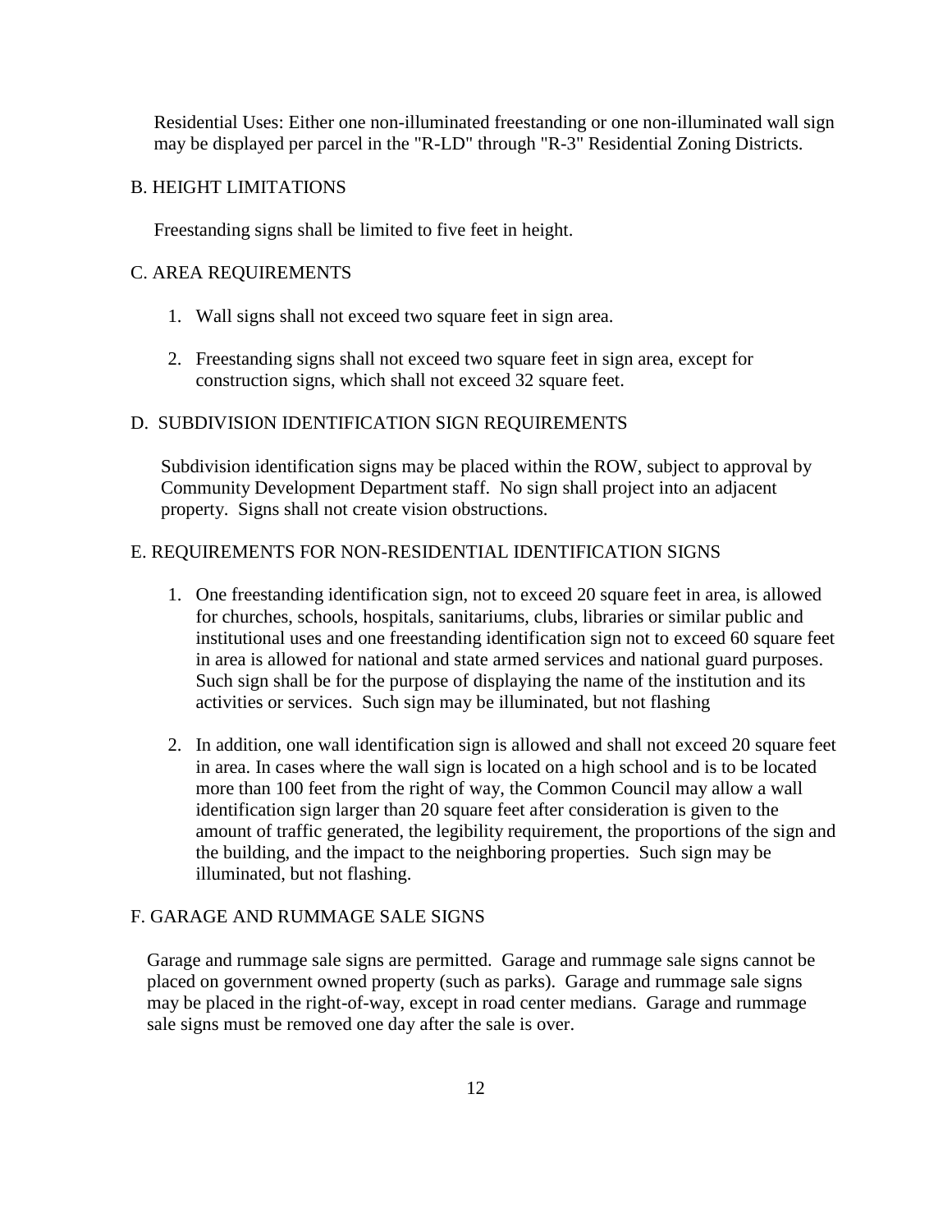Residential Uses: Either one non-illuminated freestanding or one non-illuminated wall sign may be displayed per parcel in the "R-LD" through "R-3" Residential Zoning Districts.

B. HEIGHT LIMITATIONS

Freestanding signs shall be limited to five feet in height.

C. AREA REQUIREMENTS

1. Wall signs shall not exceed two square feet in sign area.

2. Freestanding signs shall not exceed two square feet in sign area, except for construction signs, which shall not exceed 32 square feet.

D. SUBDIVISION IDENTIFICATION SIGN REQUIREMENTS

Subdivision identification signs may be placed within the ROW, subject to approval by Community Development Department staff. No sign shall project into an adjacent property. Signs shall not create vision obstructions.

E. REQUIREMENTS FOR NON-RESIDENTIAL IDENTIFICATION SIGNS

1. One freestanding identification sign, not to exceed 20 square feet in area, is allowed for churches, schools, hospitals, sanitariums, clubs, libraries or similar public and institutional uses and one freestanding identification sign not to exceed 60 square feet in area is allowed for national and state armed services and national guard purposes. Such sign shall be for the purpose of displaying the name of the institution and its activities or services. Such sign may be illuminated, but not flashing

2. In addition, one wall identification sign is allowed and shall not exceed 20 square feet in area. In cases where the wall sign is located on a high school and is to be located more than 100 feet from the right of way, the Common Council may allow a wall identification sign larger than 20 square feet after consideration is given to the amount of traffic generated, the legibility requirement, the proportions of the sign and the building, and the impact to the neighboring properties. Such sign may be illuminated, but not flashing.

F. GARAGE AND RUMMAGE SALE SIGNS

Garage and rummage sale signs are permitted. Garage and rummage sale signs cannot be placed on government owned property (such as parks). Garage and rummage sale signs may be placed in the right-of-way, except in road center medians. Garage and rummage sale signs must be removed one day after the sale is over.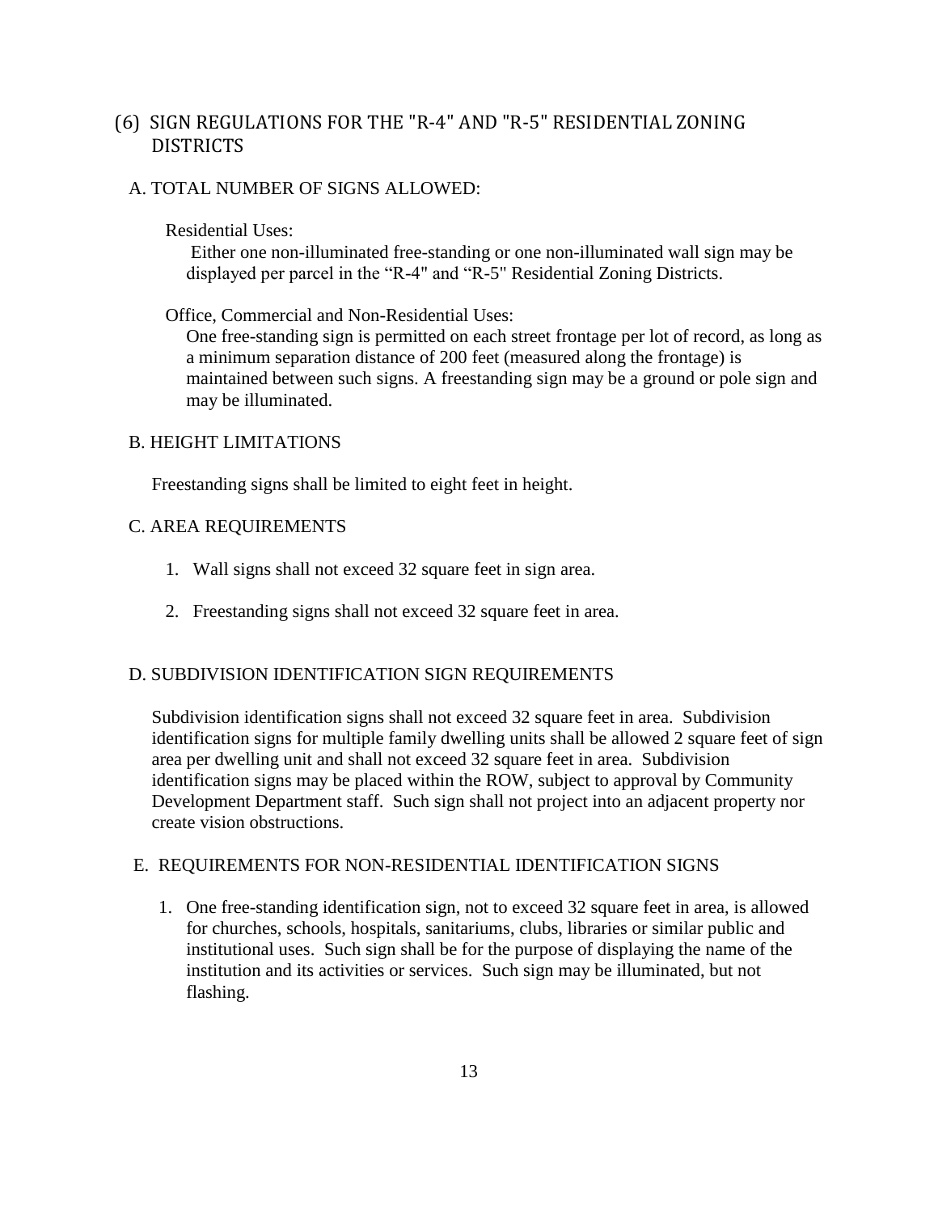## (6) SIGN REGULATIONS FOR THE "R-4" AND "R-5" RESIDENTIAL ZONING DISTRICTS

### A. TOTAL NUMBER OF SIGNS ALLOWED:

Residential Uses:

Either one non-illuminated free-standing or one non-illuminated wall sign may be displayed per parcel in the "R-4" and "R-5" Residential Zoning Districts.

Office, Commercial and Non-Residential Uses:

One free-standing sign is permitted on each street frontage per lot of record, as long as a minimum separation distance of 200 feet (measured along the frontage) is maintained between such signs. A freestanding sign may be a ground or pole sign and may be illuminated.

### B. HEIGHT LIMITATIONS

Freestanding signs shall be limited to eight feet in height.

### C. AREA REQUIREMENTS

1. Wall signs shall not exceed 32 square feet in sign area.
2. Freestanding signs shall not exceed 32 square feet in area.

### D. SUBDIVISION IDENTIFICATION SIGN REQUIREMENTS

Subdivision identification signs shall not exceed 32 square feet in area. Subdivision identification signs for multiple family dwelling units shall be allowed 2 square feet of sign area per dwelling unit and shall not exceed 32 square feet in area. Subdivision identification signs may be placed within the ROW, subject to approval by Community Development Department staff. Such sign shall not project into an adjacent property nor create vision obstructions.

### E. REQUIREMENTS FOR NON-RESIDENTIAL IDENTIFICATION SIGNS

1. One free-standing identification sign, not to exceed 32 square feet in area, is allowed for churches, schools, hospitals, sanitariums, clubs, libraries or similar public and institutional uses. Such sign shall be for the purpose of displaying the name of the institution and its activities or services. Such sign may be illuminated, but not flashing.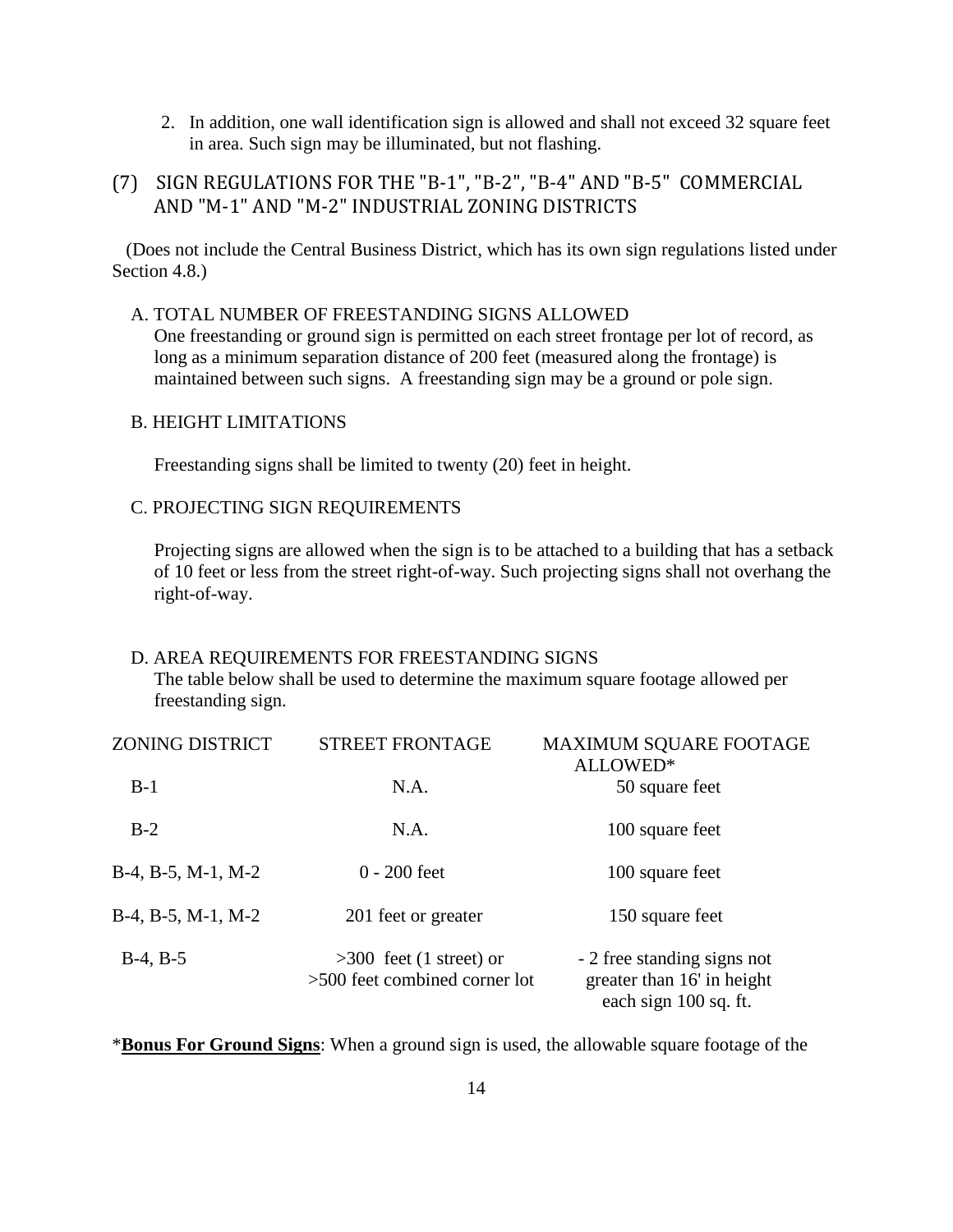2. In addition, one wall identification sign is allowed and shall not exceed 32 square feet in area. Such sign may be illuminated, but not flashing.

## (7) SIGN REGULATIONS FOR THE "B-1", "B-2", "B-4" AND "B-5" COMMERCIAL AND "M-1" AND "M-2" INDUSTRIAL ZONING DISTRICTS

(Does not include the Central Business District, which has its own sign regulations listed under Section 4.8.)

A. TOTAL NUMBER OF FREESTANDING SIGNS ALLOWED

One freestanding or ground sign is permitted on each street frontage per lot of record, as long as a minimum separation distance of 200 feet (measured along the frontage) is maintained between such signs. A freestanding sign may be a ground or pole sign.

B. HEIGHT LIMITATIONS

Freestanding signs shall be limited to twenty (20) feet in height.

C. PROJECTING SIGN REQUIREMENTS

Projecting signs are allowed when the sign is to be attached to a building that has a setback of 10 feet or less from the street right-of-way. Such projecting signs shall not overhang the right-of-way.

D. AREA REQUIREMENTS FOR FREESTANDING SIGNS

The table below shall be used to determine the maximum square footage allowed per freestanding sign.

| ZONING DISTRICT | STREET FRONTAGE | MAXIMUM SQUARE FOOTAGE ALLOWED* |
|---|---|---|
| B-1 | N.A. | 50 square feet |
| B-2 | N.A. | 100 square feet |
| B-4, B-5, M-1, M-2 | 0 - 200 feet | 100 square feet |
| B-4, B-5, M-1, M-2 | 201 feet or greater | 150 square feet |
| B-4, B-5 | >300 feet (1 street) or >500 feet combined corner lot | - 2 free standing signs not greater than 16' in height each sign 100 sq. ft. |

***Bonus For Ground Signs**: When a ground sign is used, the allowable square footage of the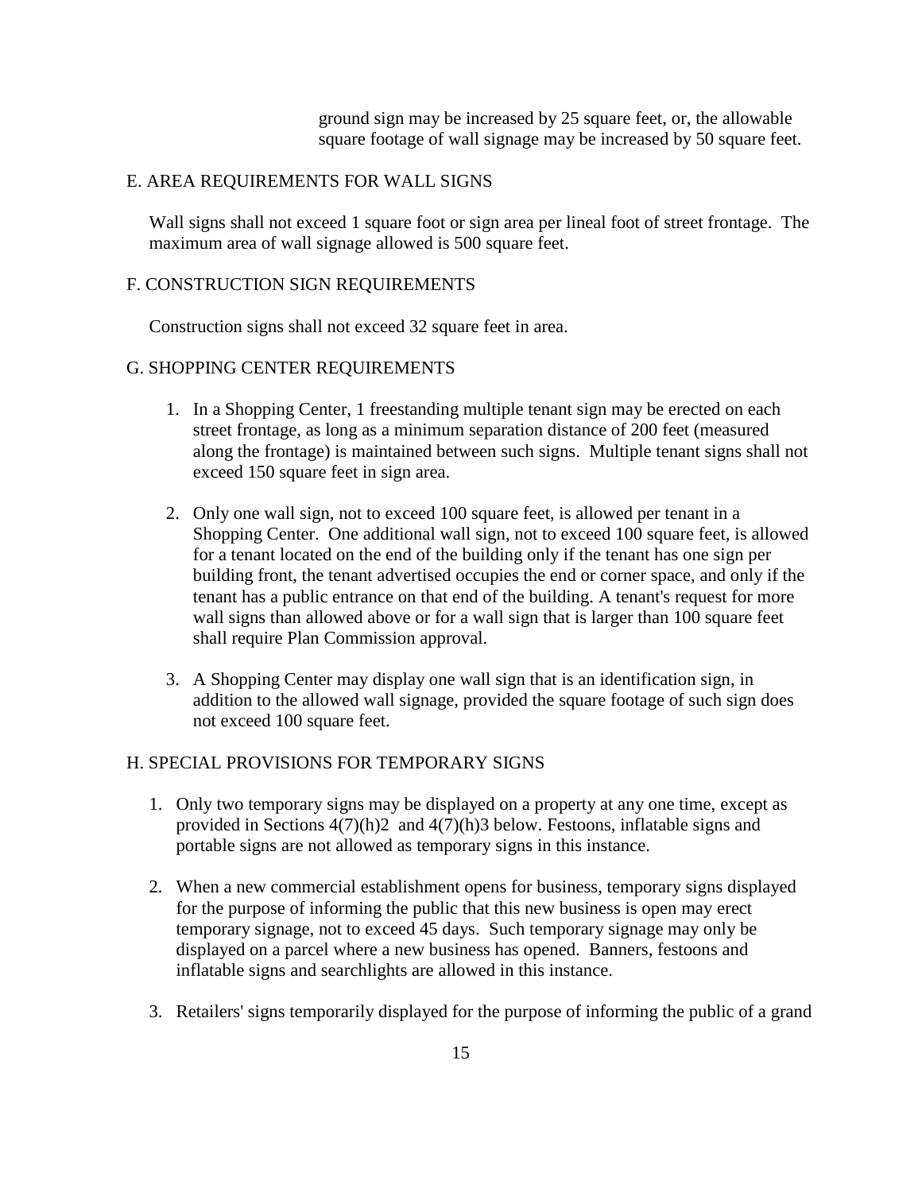ground sign may be increased by 25 square feet, or, the allowable square footage of wall signage may be increased by 50 square feet.

## E. AREA REQUIREMENTS FOR WALL SIGNS

Wall signs shall not exceed 1 square foot or sign area per lineal foot of street frontage. The maximum area of wall signage allowed is 500 square feet.

## F. CONSTRUCTION SIGN REQUIREMENTS

Construction signs shall not exceed 32 square feet in area.

## G. SHOPPING CENTER REQUIREMENTS

1. In a Shopping Center, 1 freestanding multiple tenant sign may be erected on each street frontage, as long as a minimum separation distance of 200 feet (measured along the frontage) is maintained between such signs. Multiple tenant signs shall not exceed 150 square feet in sign area.

2. Only one wall sign, not to exceed 100 square feet, is allowed per tenant in a Shopping Center. One additional wall sign, not to exceed 100 square feet, is allowed for a tenant located on the end of the building only if the tenant has one sign per building front, the tenant advertised occupies the end or corner space, and only if the tenant has a public entrance on that end of the building. A tenant's request for more wall signs than allowed above or for a wall sign that is larger than 100 square feet shall require Plan Commission approval.

3. A Shopping Center may display one wall sign that is an identification sign, in addition to the allowed wall signage, provided the square footage of such sign does not exceed 100 square feet.

## H. SPECIAL PROVISIONS FOR TEMPORARY SIGNS

1. Only two temporary signs may be displayed on a property at any one time, except as provided in Sections 4(7)(h)2 and 4(7)(h)3 below. Festoons, inflatable signs and portable signs are not allowed as temporary signs in this instance.

2. When a new commercial establishment opens for business, temporary signs displayed for the purpose of informing the public that this new business is open may erect temporary signage, not to exceed 45 days. Such temporary signage may only be displayed on a parcel where a new business has opened. Banners, festoons and inflatable signs and searchlights are allowed in this instance.

3. Retailers' signs temporarily displayed for the purpose of informing the public of a grand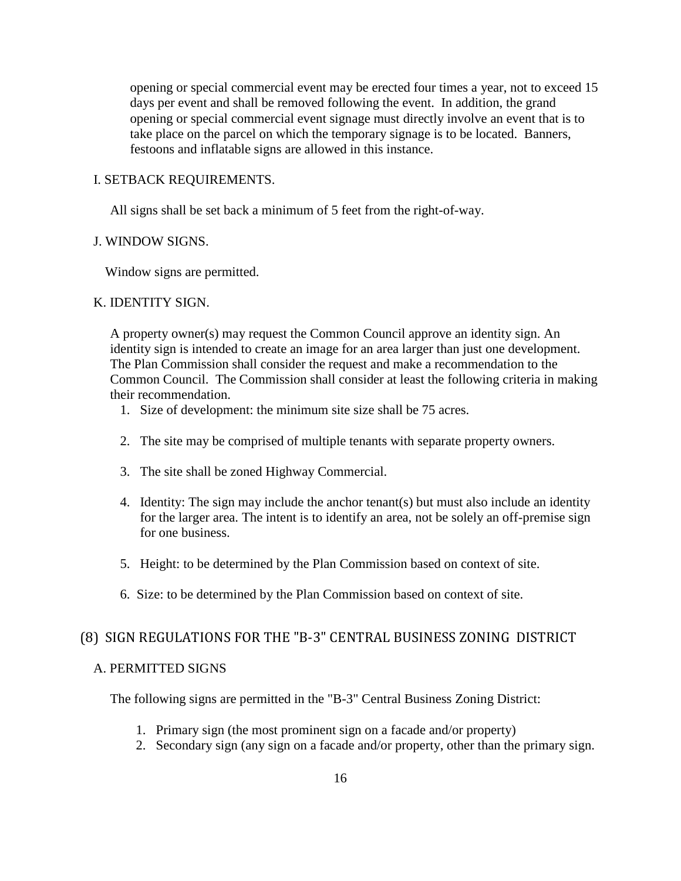opening or special commercial event may be erected four times a year, not to exceed 15 days per event and shall be removed following the event. In addition, the grand opening or special commercial event signage must directly involve an event that is to take place on the parcel on which the temporary signage is to be located. Banners, festoons and inflatable signs are allowed in this instance.

I. SETBACK REQUIREMENTS.

All signs shall be set back a minimum of 5 feet from the right-of-way.

J. WINDOW SIGNS.

Window signs are permitted.

K. IDENTITY SIGN.

A property owner(s) may request the Common Council approve an identity sign. An identity sign is intended to create an image for an area larger than just one development. The Plan Commission shall consider the request and make a recommendation to the Common Council. The Commission shall consider at least the following criteria in making their recommendation.

1. Size of development: the minimum site size shall be 75 acres.
2. The site may be comprised of multiple tenants with separate property owners.
3. The site shall be zoned Highway Commercial.
4. Identity: The sign may include the anchor tenant(s) but must also include an identity for the larger area. The intent is to identify an area, not be solely an off-premise sign for one business.
5. Height: to be determined by the Plan Commission based on context of site.
6. Size: to be determined by the Plan Commission based on context of site.

## (8) SIGN REGULATIONS FOR THE "B-3" CENTRAL BUSINESS ZONING DISTRICT

A. PERMITTED SIGNS

The following signs are permitted in the "B-3" Central Business Zoning District:

1. Primary sign (the most prominent sign on a facade and/or property)
2. Secondary sign (any sign on a facade and/or property, other than the primary sign.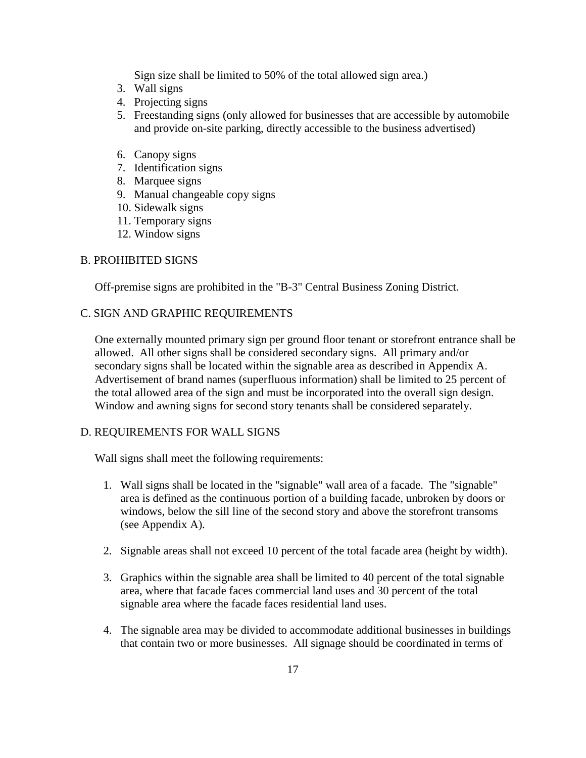Sign size shall be limited to 50% of the total allowed sign area.)

3. Wall signs
4. Projecting signs
5. Freestanding signs (only allowed for businesses that are accessible by automobile and provide on-site parking, directly accessible to the business advertised)
6. Canopy signs
7. Identification signs
8. Marquee signs
9. Manual changeable copy signs
10. Sidewalk signs
11. Temporary signs
12. Window signs

## B. PROHIBITED SIGNS

Off-premise signs are prohibited in the "B-3" Central Business Zoning District.

## C. SIGN AND GRAPHIC REQUIREMENTS

One externally mounted primary sign per ground floor tenant or storefront entrance shall be allowed. All other signs shall be considered secondary signs. All primary and/or secondary signs shall be located within the signable area as described in Appendix A. Advertisement of brand names (superfluous information) shall be limited to 25 percent of the total allowed area of the sign and must be incorporated into the overall sign design. Window and awning signs for second story tenants shall be considered separately.

## D. REQUIREMENTS FOR WALL SIGNS

Wall signs shall meet the following requirements:

1. Wall signs shall be located in the "signable" wall area of a facade. The "signable" area is defined as the continuous portion of a building facade, unbroken by doors or windows, below the sill line of the second story and above the storefront transoms (see Appendix A).

2. Signable areas shall not exceed 10 percent of the total facade area (height by width).

3. Graphics within the signable area shall be limited to 40 percent of the total signable area, where that facade faces commercial land uses and 30 percent of the total signable area where the facade faces residential land uses.

4. The signable area may be divided to accommodate additional businesses in buildings that contain two or more businesses. All signage should be coordinated in terms of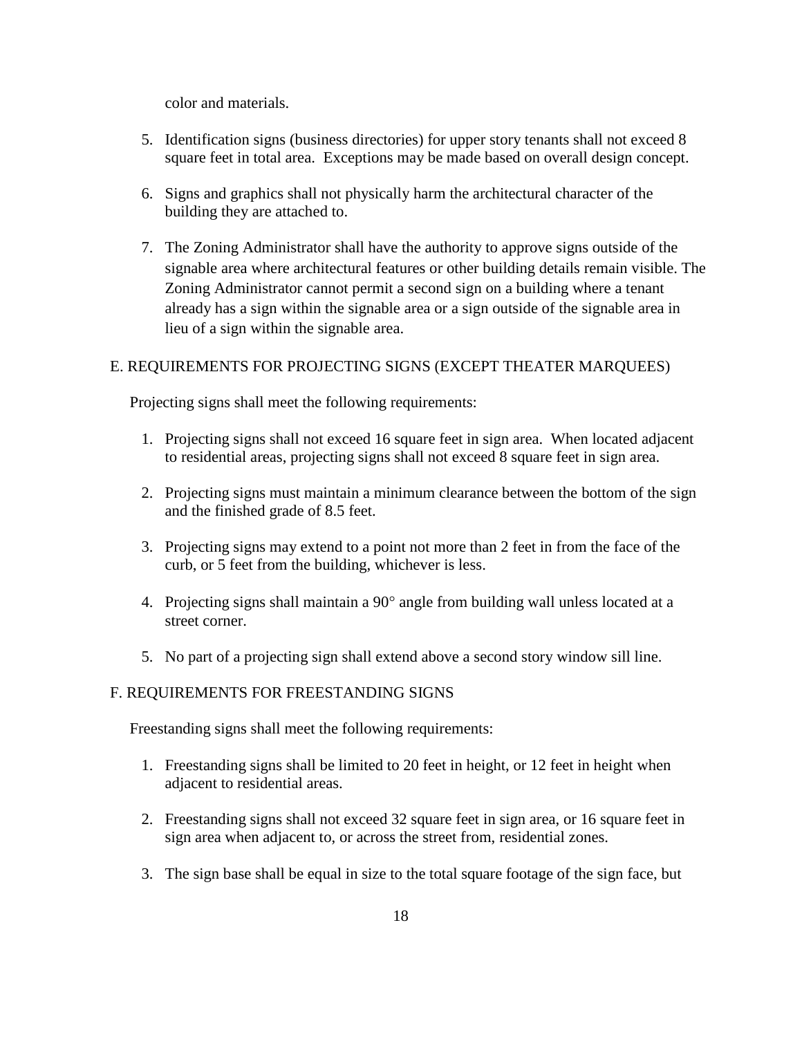color and materials.

5. Identification signs (business directories) for upper story tenants shall not exceed 8 square feet in total area. Exceptions may be made based on overall design concept.

6. Signs and graphics shall not physically harm the architectural character of the building they are attached to.

7. The Zoning Administrator shall have the authority to approve signs outside of the signable area where architectural features or other building details remain visible. The Zoning Administrator cannot permit a second sign on a building where a tenant already has a sign within the signable area or a sign outside of the signable area in lieu of a sign within the signable area.

## E. REQUIREMENTS FOR PROJECTING SIGNS (EXCEPT THEATER MARQUEES)

Projecting signs shall meet the following requirements:

1. Projecting signs shall not exceed 16 square feet in sign area. When located adjacent to residential areas, projecting signs shall not exceed 8 square feet in sign area.

2. Projecting signs must maintain a minimum clearance between the bottom of the sign and the finished grade of 8.5 feet.

3. Projecting signs may extend to a point not more than 2 feet in from the face of the curb, or 5 feet from the building, whichever is less.

4. Projecting signs shall maintain a 90° angle from building wall unless located at a street corner.

5. No part of a projecting sign shall extend above a second story window sill line.

## F. REQUIREMENTS FOR FREESTANDING SIGNS

Freestanding signs shall meet the following requirements:

1. Freestanding signs shall be limited to 20 feet in height, or 12 feet in height when adjacent to residential areas.

2. Freestanding signs shall not exceed 32 square feet in sign area, or 16 square feet in sign area when adjacent to, or across the street from, residential zones.

3. The sign base shall be equal in size to the total square footage of the sign face, but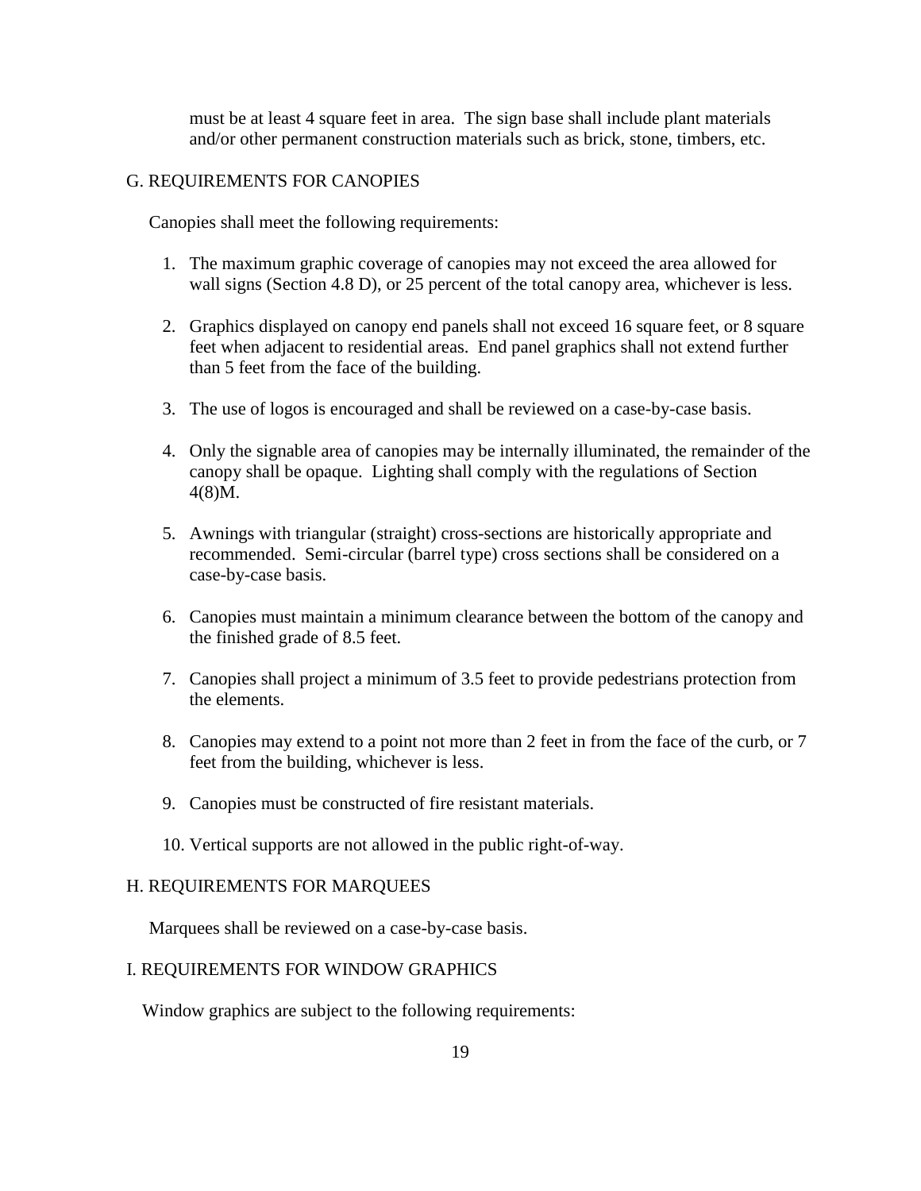must be at least 4 square feet in area. The sign base shall include plant materials and/or other permanent construction materials such as brick, stone, timbers, etc.

## G. REQUIREMENTS FOR CANOPIES

Canopies shall meet the following requirements:

1. The maximum graphic coverage of canopies may not exceed the area allowed for wall signs (Section 4.8 D), or 25 percent of the total canopy area, whichever is less.

2. Graphics displayed on canopy end panels shall not exceed 16 square feet, or 8 square feet when adjacent to residential areas. End panel graphics shall not extend further than 5 feet from the face of the building.

3. The use of logos is encouraged and shall be reviewed on a case-by-case basis.

4. Only the signable area of canopies may be internally illuminated, the remainder of the canopy shall be opaque. Lighting shall comply with the regulations of Section 4(8)M.

5. Awnings with triangular (straight) cross-sections are historically appropriate and recommended. Semi-circular (barrel type) cross sections shall be considered on a case-by-case basis.

6. Canopies must maintain a minimum clearance between the bottom of the canopy and the finished grade of 8.5 feet.

7. Canopies shall project a minimum of 3.5 feet to provide pedestrians protection from the elements.

8. Canopies may extend to a point not more than 2 feet in from the face of the curb, or 7 feet from the building, whichever is less.

9. Canopies must be constructed of fire resistant materials.

10. Vertical supports are not allowed in the public right-of-way.

## H. REQUIREMENTS FOR MARQUEES

Marquees shall be reviewed on a case-by-case basis.

## I. REQUIREMENTS FOR WINDOW GRAPHICS

Window graphics are subject to the following requirements: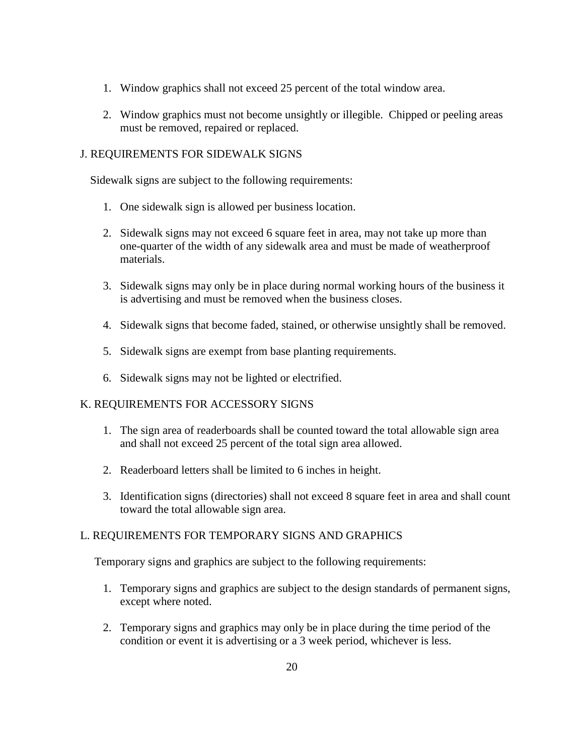1. Window graphics shall not exceed 25 percent of the total window area.

2. Window graphics must not become unsightly or illegible. Chipped or peeling areas must be removed, repaired or replaced.

## J. REQUIREMENTS FOR SIDEWALK SIGNS

Sidewalk signs are subject to the following requirements:

1. One sidewalk sign is allowed per business location.

2. Sidewalk signs may not exceed 6 square feet in area, may not take up more than one-quarter of the width of any sidewalk area and must be made of weatherproof materials.

3. Sidewalk signs may only be in place during normal working hours of the business it is advertising and must be removed when the business closes.

4. Sidewalk signs that become faded, stained, or otherwise unsightly shall be removed.

5. Sidewalk signs are exempt from base planting requirements.

6. Sidewalk signs may not be lighted or electrified.

## K. REQUIREMENTS FOR ACCESSORY SIGNS

1. The sign area of readerboards shall be counted toward the total allowable sign area and shall not exceed 25 percent of the total sign area allowed.

2. Readerboard letters shall be limited to 6 inches in height.

3. Identification signs (directories) shall not exceed 8 square feet in area and shall count toward the total allowable sign area.

## L. REQUIREMENTS FOR TEMPORARY SIGNS AND GRAPHICS

Temporary signs and graphics are subject to the following requirements:

1. Temporary signs and graphics are subject to the design standards of permanent signs, except where noted.

2. Temporary signs and graphics may only be in place during the time period of the condition or event it is advertising or a 3 week period, whichever is less.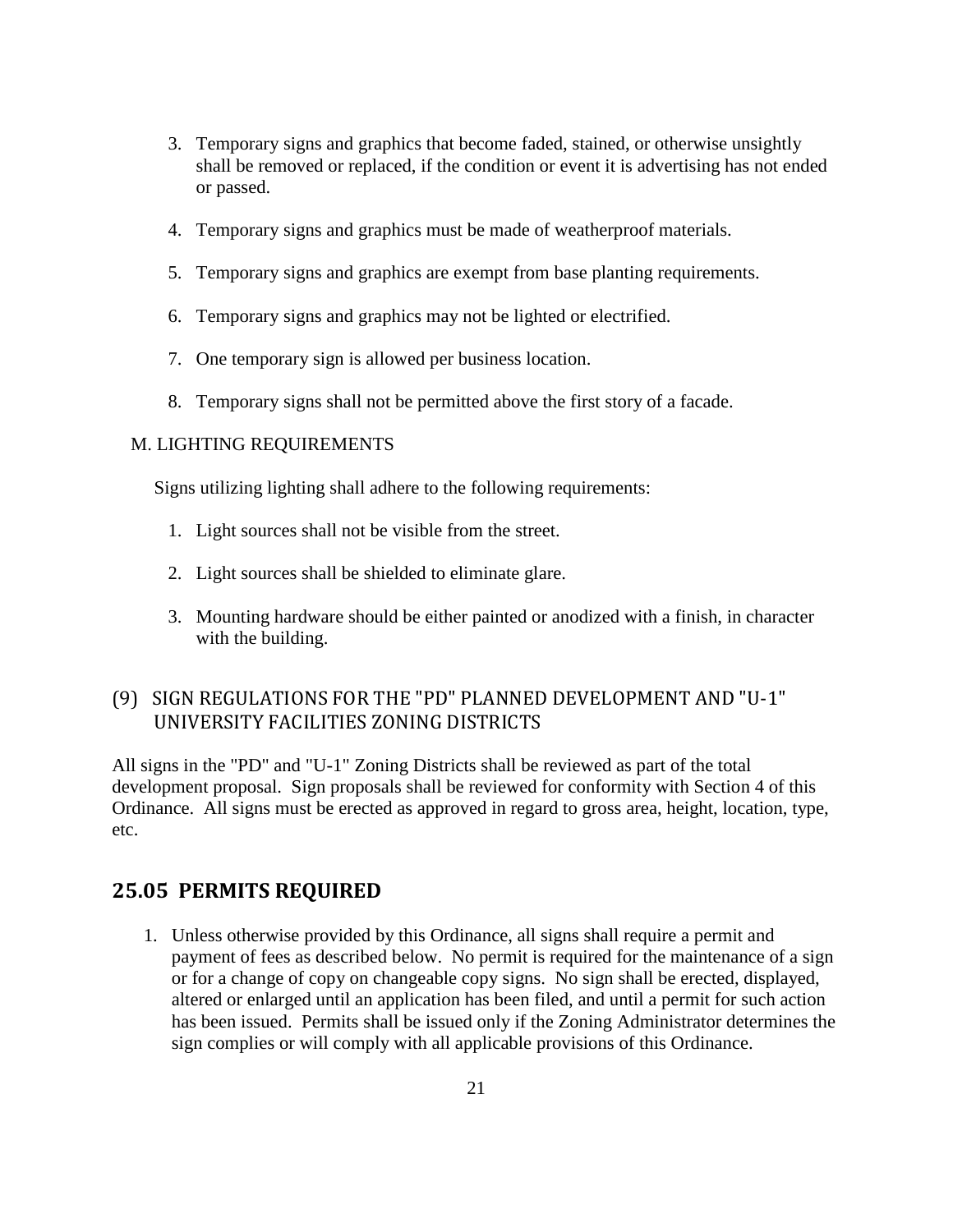3. Temporary signs and graphics that become faded, stained, or otherwise unsightly shall be removed or replaced, if the condition or event it is advertising has not ended or passed.

4. Temporary signs and graphics must be made of weatherproof materials.

5. Temporary signs and graphics are exempt from base planting requirements.

6. Temporary signs and graphics may not be lighted or electrified.

7. One temporary sign is allowed per business location.

8. Temporary signs shall not be permitted above the first story of a facade.

M. LIGHTING REQUIREMENTS

Signs utilizing lighting shall adhere to the following requirements:

1. Light sources shall not be visible from the street.

2. Light sources shall be shielded to eliminate glare.

3. Mounting hardware should be either painted or anodized with a finish, in character with the building.

### (9) SIGN REGULATIONS FOR THE "PD" PLANNED DEVELOPMENT AND "U-1" UNIVERSITY FACILITIES ZONING DISTRICTS

All signs in the "PD" and "U-1" Zoning Districts shall be reviewed as part of the total development proposal. Sign proposals shall be reviewed for conformity with Section 4 of this Ordinance. All signs must be erected as approved in regard to gross area, height, location, type, etc.

## 25.05 PERMITS REQUIRED

1. Unless otherwise provided by this Ordinance, all signs shall require a permit and payment of fees as described below. No permit is required for the maintenance of a sign or for a change of copy on changeable copy signs. No sign shall be erected, displayed, altered or enlarged until an application has been filed, and until a permit for such action has been issued. Permits shall be issued only if the Zoning Administrator determines the sign complies or will comply with all applicable provisions of this Ordinance.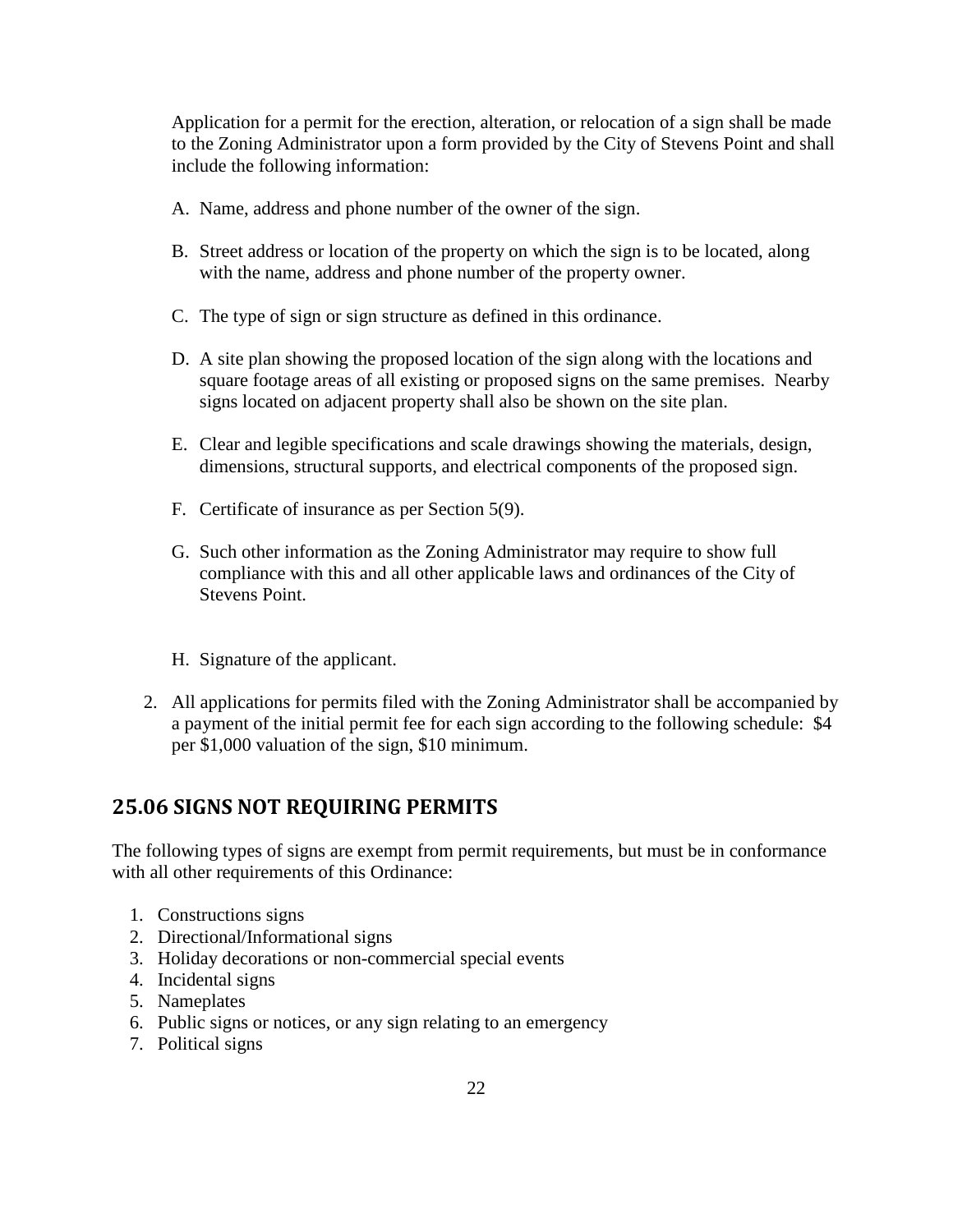Application for a permit for the erection, alteration, or relocation of a sign shall be made to the Zoning Administrator upon a form provided by the City of Stevens Point and shall include the following information:

A. Name, address and phone number of the owner of the sign.

B. Street address or location of the property on which the sign is to be located, along with the name, address and phone number of the property owner.

C. The type of sign or sign structure as defined in this ordinance.

D. A site plan showing the proposed location of the sign along with the locations and square footage areas of all existing or proposed signs on the same premises. Nearby signs located on adjacent property shall also be shown on the site plan.

E. Clear and legible specifications and scale drawings showing the materials, design, dimensions, structural supports, and electrical components of the proposed sign.

F. Certificate of insurance as per Section 5(9).

G. Such other information as the Zoning Administrator may require to show full compliance with this and all other applicable laws and ordinances of the City of Stevens Point.

H. Signature of the applicant.

2. All applications for permits filed with the Zoning Administrator shall be accompanied by a payment of the initial permit fee for each sign according to the following schedule: $4 per $1,000 valuation of the sign, $10 minimum.

## 25.06 SIGNS NOT REQUIRING PERMITS

The following types of signs are exempt from permit requirements, but must be in conformance with all other requirements of this Ordinance:

1. Constructions signs
2. Directional/Informational signs
3. Holiday decorations or non-commercial special events
4. Incidental signs
5. Nameplates
6. Public signs or notices, or any sign relating to an emergency
7. Political signs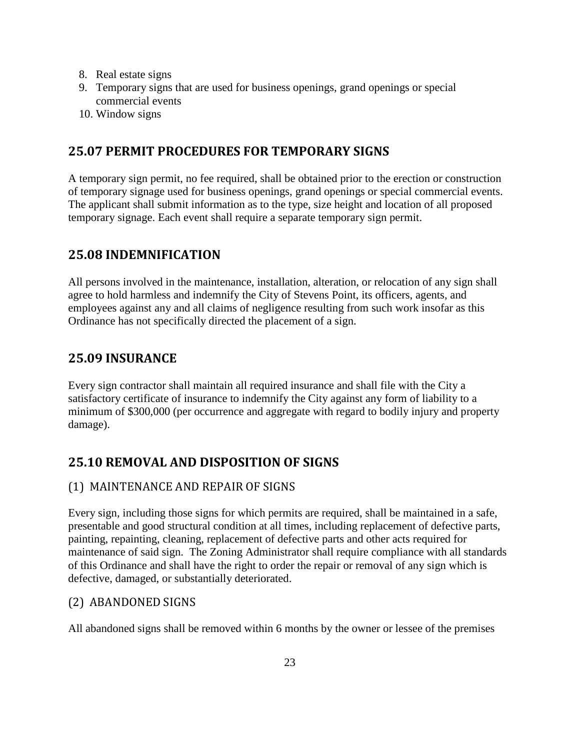8. Real estate signs
9. Temporary signs that are used for business openings, grand openings or special commercial events
10. Window signs

## 25.07 PERMIT PROCEDURES FOR TEMPORARY SIGNS

A temporary sign permit, no fee required, shall be obtained prior to the erection or construction of temporary signage used for business openings, grand openings or special commercial events. The applicant shall submit information as to the type, size height and location of all proposed temporary signage. Each event shall require a separate temporary sign permit.

## 25.08 INDEMNIFICATION

All persons involved in the maintenance, installation, alteration, or relocation of any sign shall agree to hold harmless and indemnify the City of Stevens Point, its officers, agents, and employees against any and all claims of negligence resulting from such work insofar as this Ordinance has not specifically directed the placement of a sign.

## 25.09 INSURANCE

Every sign contractor shall maintain all required insurance and shall file with the City a satisfactory certificate of insurance to indemnify the City against any form of liability to a minimum of $300,000 (per occurrence and aggregate with regard to bodily injury and property damage).

## 25.10 REMOVAL AND DISPOSITION OF SIGNS

### (1) MAINTENANCE AND REPAIR OF SIGNS

Every sign, including those signs for which permits are required, shall be maintained in a safe, presentable and good structural condition at all times, including replacement of defective parts, painting, repainting, cleaning, replacement of defective parts and other acts required for maintenance of said sign. The Zoning Administrator shall require compliance with all standards of this Ordinance and shall have the right to order the repair or removal of any sign which is defective, damaged, or substantially deteriorated.

### (2) ABANDONED SIGNS

All abandoned signs shall be removed within 6 months by the owner or lessee of the premises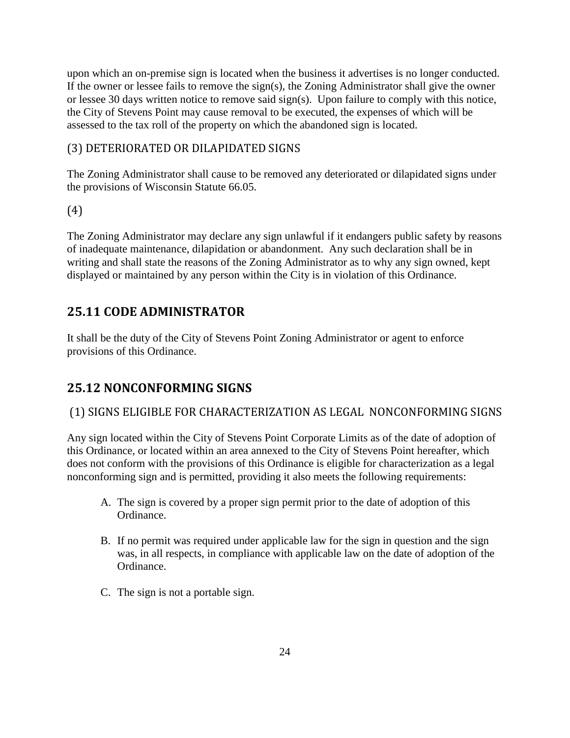upon which an on-premise sign is located when the business it advertises is no longer conducted. If the owner or lessee fails to remove the sign(s), the Zoning Administrator shall give the owner or lessee 30 days written notice to remove said sign(s). Upon failure to comply with this notice, the City of Stevens Point may cause removal to be executed, the expenses of which will be assessed to the tax roll of the property on which the abandoned sign is located.

### (3) DETERIORATED OR DILAPIDATED SIGNS

The Zoning Administrator shall cause to be removed any deteriorated or dilapidated signs under the provisions of Wisconsin Statute 66.05.

### (4)

The Zoning Administrator may declare any sign unlawful if it endangers public safety by reasons of inadequate maintenance, dilapidation or abandonment. Any such declaration shall be in writing and shall state the reasons of the Zoning Administrator as to why any sign owned, kept displayed or maintained by any person within the City is in violation of this Ordinance.

## 25.11 CODE ADMINISTRATOR

It shall be the duty of the City of Stevens Point Zoning Administrator or agent to enforce provisions of this Ordinance.

## 25.12 NONCONFORMING SIGNS

### (1) SIGNS ELIGIBLE FOR CHARACTERIZATION AS LEGAL NONCONFORMING SIGNS

Any sign located within the City of Stevens Point Corporate Limits as of the date of adoption of this Ordinance, or located within an area annexed to the City of Stevens Point hereafter, which does not conform with the provisions of this Ordinance is eligible for characterization as a legal nonconforming sign and is permitted, providing it also meets the following requirements:

A. The sign is covered by a proper sign permit prior to the date of adoption of this Ordinance.

B. If no permit was required under applicable law for the sign in question and the sign was, in all respects, in compliance with applicable law on the date of adoption of the Ordinance.

C. The sign is not a portable sign.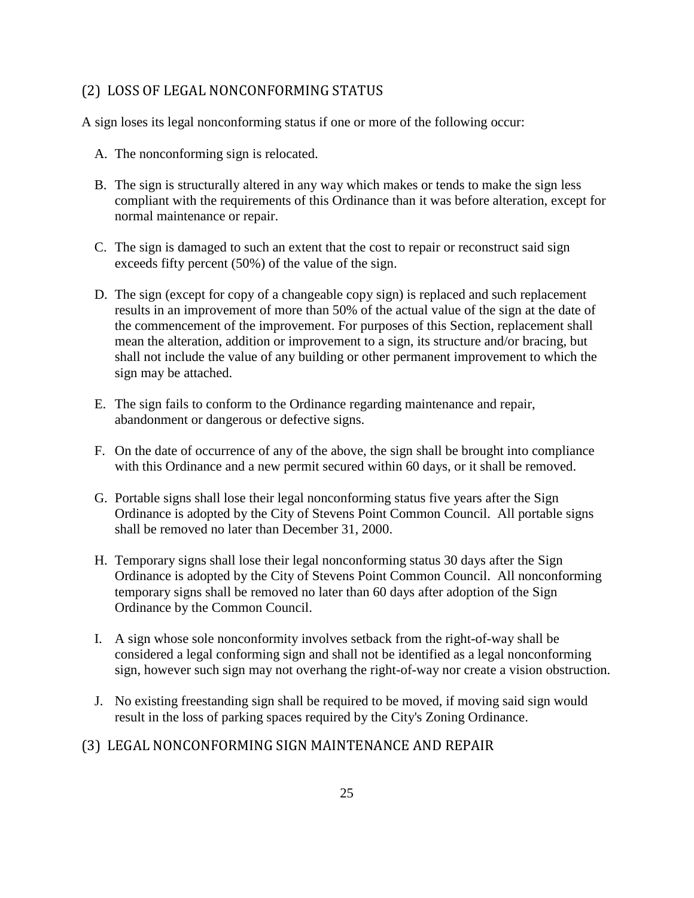## (2) LOSS OF LEGAL NONCONFORMING STATUS

A sign loses its legal nonconforming status if one or more of the following occur:

A. The nonconforming sign is relocated.

B. The sign is structurally altered in any way which makes or tends to make the sign less compliant with the requirements of this Ordinance than it was before alteration, except for normal maintenance or repair.

C. The sign is damaged to such an extent that the cost to repair or reconstruct said sign exceeds fifty percent (50%) of the value of the sign.

D. The sign (except for copy of a changeable copy sign) is replaced and such replacement results in an improvement of more than 50% of the actual value of the sign at the date of the commencement of the improvement. For purposes of this Section, replacement shall mean the alteration, addition or improvement to a sign, its structure and/or bracing, but shall not include the value of any building or other permanent improvement to which the sign may be attached.

E. The sign fails to conform to the Ordinance regarding maintenance and repair, abandonment or dangerous or defective signs.

F. On the date of occurrence of any of the above, the sign shall be brought into compliance with this Ordinance and a new permit secured within 60 days, or it shall be removed.

G. Portable signs shall lose their legal nonconforming status five years after the Sign Ordinance is adopted by the City of Stevens Point Common Council. All portable signs shall be removed no later than December 31, 2000.

H. Temporary signs shall lose their legal nonconforming status 30 days after the Sign Ordinance is adopted by the City of Stevens Point Common Council. All nonconforming temporary signs shall be removed no later than 60 days after adoption of the Sign Ordinance by the Common Council.

I. A sign whose sole nonconformity involves setback from the right-of-way shall be considered a legal conforming sign and shall not be identified as a legal nonconforming sign, however such sign may not overhang the right-of-way nor create a vision obstruction.

J. No existing freestanding sign shall be required to be moved, if moving said sign would result in the loss of parking spaces required by the City's Zoning Ordinance.

## (3) LEGAL NONCONFORMING SIGN MAINTENANCE AND REPAIR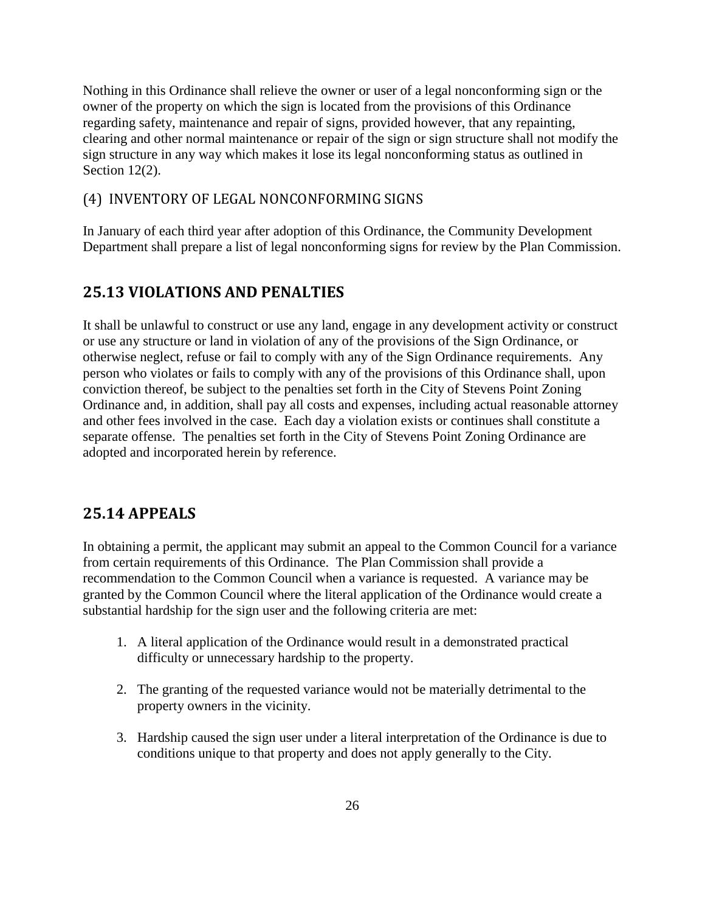Nothing in this Ordinance shall relieve the owner or user of a legal nonconforming sign or the owner of the property on which the sign is located from the provisions of this Ordinance regarding safety, maintenance and repair of signs, provided however, that any repainting, clearing and other normal maintenance or repair of the sign or sign structure shall not modify the sign structure in any way which makes it lose its legal nonconforming status as outlined in Section 12(2).

### (4) INVENTORY OF LEGAL NONCONFORMING SIGNS

In January of each third year after adoption of this Ordinance, the Community Development Department shall prepare a list of legal nonconforming signs for review by the Plan Commission.

## 25.13 VIOLATIONS AND PENALTIES

It shall be unlawful to construct or use any land, engage in any development activity or construct or use any structure or land in violation of any of the provisions of the Sign Ordinance, or otherwise neglect, refuse or fail to comply with any of the Sign Ordinance requirements. Any person who violates or fails to comply with any of the provisions of this Ordinance shall, upon conviction thereof, be subject to the penalties set forth in the City of Stevens Point Zoning Ordinance and, in addition, shall pay all costs and expenses, including actual reasonable attorney and other fees involved in the case. Each day a violation exists or continues shall constitute a separate offense. The penalties set forth in the City of Stevens Point Zoning Ordinance are adopted and incorporated herein by reference.

## 25.14 APPEALS

In obtaining a permit, the applicant may submit an appeal to the Common Council for a variance from certain requirements of this Ordinance. The Plan Commission shall provide a recommendation to the Common Council when a variance is requested. A variance may be granted by the Common Council where the literal application of the Ordinance would create a substantial hardship for the sign user and the following criteria are met:

1. A literal application of the Ordinance would result in a demonstrated practical difficulty or unnecessary hardship to the property.

2. The granting of the requested variance would not be materially detrimental to the property owners in the vicinity.

3. Hardship caused the sign user under a literal interpretation of the Ordinance is due to conditions unique to that property and does not apply generally to the City.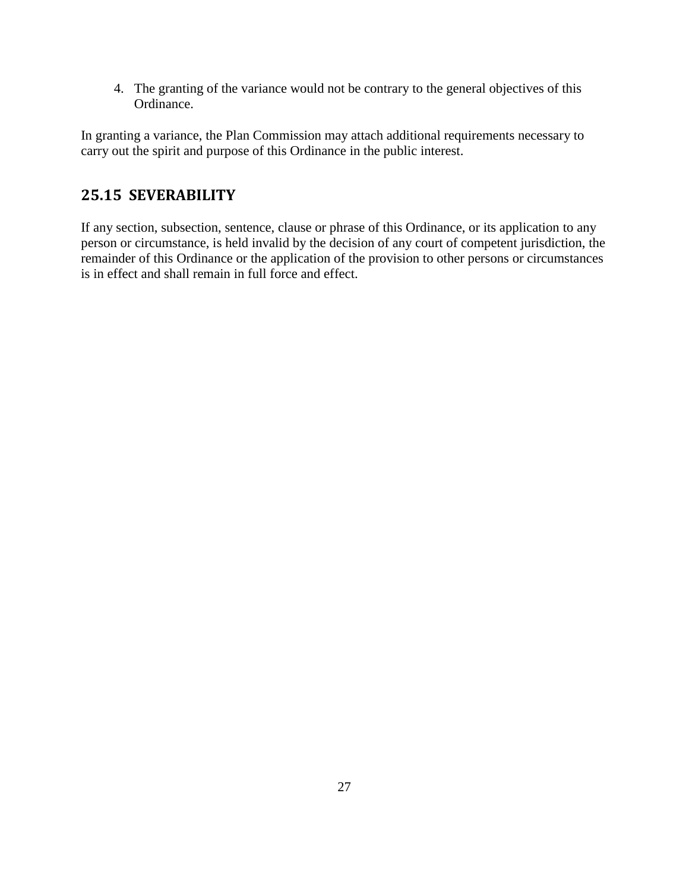4. The granting of the variance would not be contrary to the general objectives of this Ordinance.

In granting a variance, the Plan Commission may attach additional requirements necessary to carry out the spirit and purpose of this Ordinance in the public interest.

## 25.15 SEVERABILITY

If any section, subsection, sentence, clause or phrase of this Ordinance, or its application to any person or circumstance, is held invalid by the decision of any court of competent jurisdiction, the remainder of this Ordinance or the application of the provision to other persons or circumstances is in effect and shall remain in full force and effect.